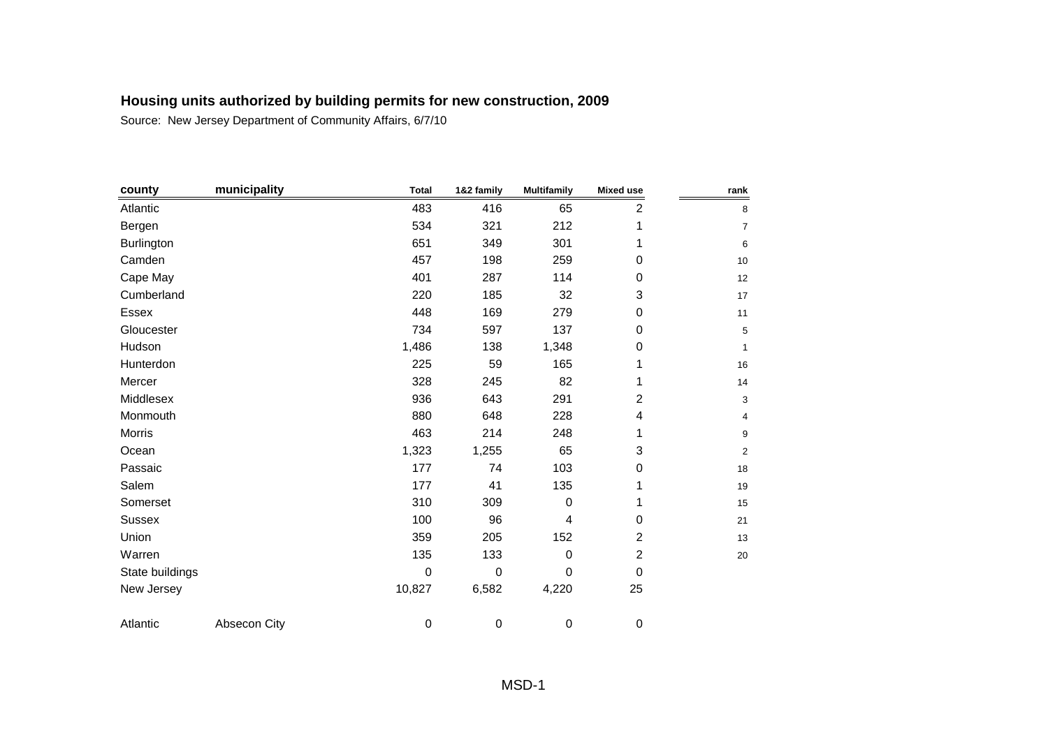**Housing units authorized by building permits for new construction, 2009**

Source: New Jersey Department of Community Affairs, 6/7/10

| county | municipality | Total | 1&2 family | Multifamily | Mixed use | rank |
|---|---|---|---|---|---|---|
| Atlantic | | 483 | 416 | 65 | 2 | 8 |
| Bergen | | 534 | 321 | 212 | 1 | 7 |
| Burlington | | 651 | 349 | 301 | 1 | 6 |
| Camden | | 457 | 198 | 259 | 0 | 10 |
| Cape May | | 401 | 287 | 114 | 0 | 12 |
| Cumberland | | 220 | 185 | 32 | 3 | 17 |
| Essex | | 448 | 169 | 279 | 0 | 11 |
| Gloucester | | 734 | 597 | 137 | 0 | 5 |
| Hudson | | 1,486 | 138 | 1,348 | 0 | 1 |
| Hunterdon | | 225 | 59 | 165 | 1 | 16 |
| Mercer | | 328 | 245 | 82 | 1 | 14 |
| Middlesex | | 936 | 643 | 291 | 2 | 3 |
| Monmouth | | 880 | 648 | 228 | 4 | 4 |
| Morris | | 463 | 214 | 248 | 1 | 9 |
| Ocean | | 1,323 | 1,255 | 65 | 3 | 2 |
| Passaic | | 177 | 74 | 103 | 0 | 18 |
| Salem | | 177 | 41 | 135 | 1 | 19 |
| Somerset | | 310 | 309 | 0 | 1 | 15 |
| Sussex | | 100 | 96 | 4 | 0 | 21 |
| Union | | 359 | 205 | 152 | 2 | 13 |
| Warren | | 135 | 133 | 0 | 2 | 20 |
| State buildings | | 0 | 0 | 0 | 0 | |
| New Jersey | | 10,827 | 6,582 | 4,220 | 25 | |
| | | | | | | |
| Atlantic | Absecon City | 0 | 0 | 0 | 0 | |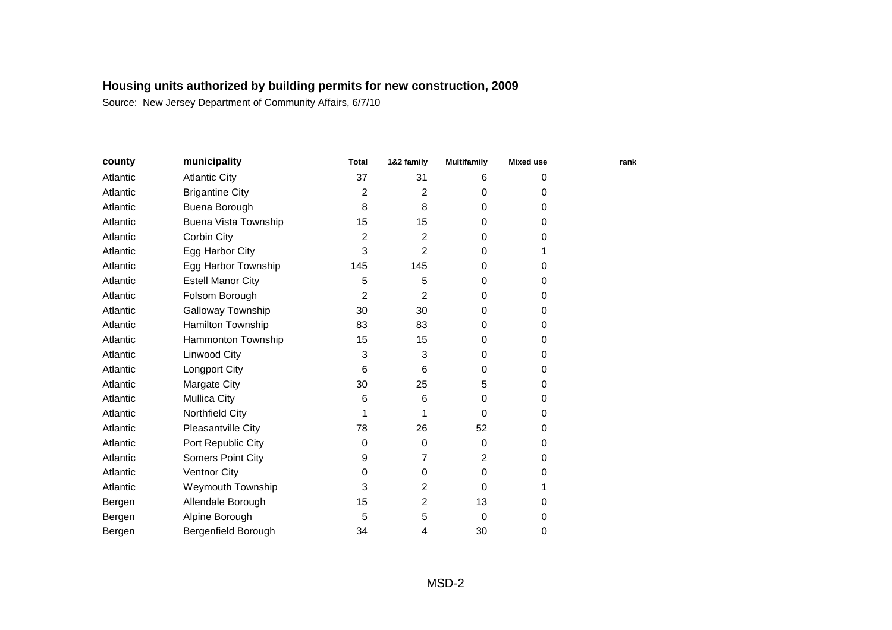## Housing units authorized by building permits for new construction, 2009

Source: New Jersey Department of Community Affairs, 6/7/10

| county | municipality | Total | 1&2 family | Multifamily | Mixed use | rank |
|---|---|---|---|---|---|---|
| Atlantic | Atlantic City | 37 | 31 | 6 | 0 | |
| Atlantic | Brigantine City | 2 | 2 | 0 | 0 | |
| Atlantic | Buena Borough | 8 | 8 | 0 | 0 | |
| Atlantic | Buena Vista Township | 15 | 15 | 0 | 0 | |
| Atlantic | Corbin City | 2 | 2 | 0 | 0 | |
| Atlantic | Egg Harbor City | 3 | 2 | 0 | 1 | |
| Atlantic | Egg Harbor Township | 145 | 145 | 0 | 0 | |
| Atlantic | Estell Manor City | 5 | 5 | 0 | 0 | |
| Atlantic | Folsom Borough | 2 | 2 | 0 | 0 | |
| Atlantic | Galloway Township | 30 | 30 | 0 | 0 | |
| Atlantic | Hamilton Township | 83 | 83 | 0 | 0 | |
| Atlantic | Hammonton Township | 15 | 15 | 0 | 0 | |
| Atlantic | Linwood City | 3 | 3 | 0 | 0 | |
| Atlantic | Longport City | 6 | 6 | 0 | 0 | |
| Atlantic | Margate City | 30 | 25 | 5 | 0 | |
| Atlantic | Mullica City | 6 | 6 | 0 | 0 | |
| Atlantic | Northfield City | 1 | 1 | 0 | 0 | |
| Atlantic | Pleasantville City | 78 | 26 | 52 | 0 | |
| Atlantic | Port Republic City | 0 | 0 | 0 | 0 | |
| Atlantic | Somers Point City | 9 | 7 | 2 | 0 | |
| Atlantic | Ventnor City | 0 | 0 | 0 | 0 | |
| Atlantic | Weymouth Township | 3 | 2 | 0 | 1 | |
| Bergen | Allendale Borough | 15 | 2 | 13 | 0 | |
| Bergen | Alpine Borough | 5 | 5 | 0 | 0 | |
| Bergen | Bergenfield Borough | 34 | 4 | 30 | 0 | |

MSD-2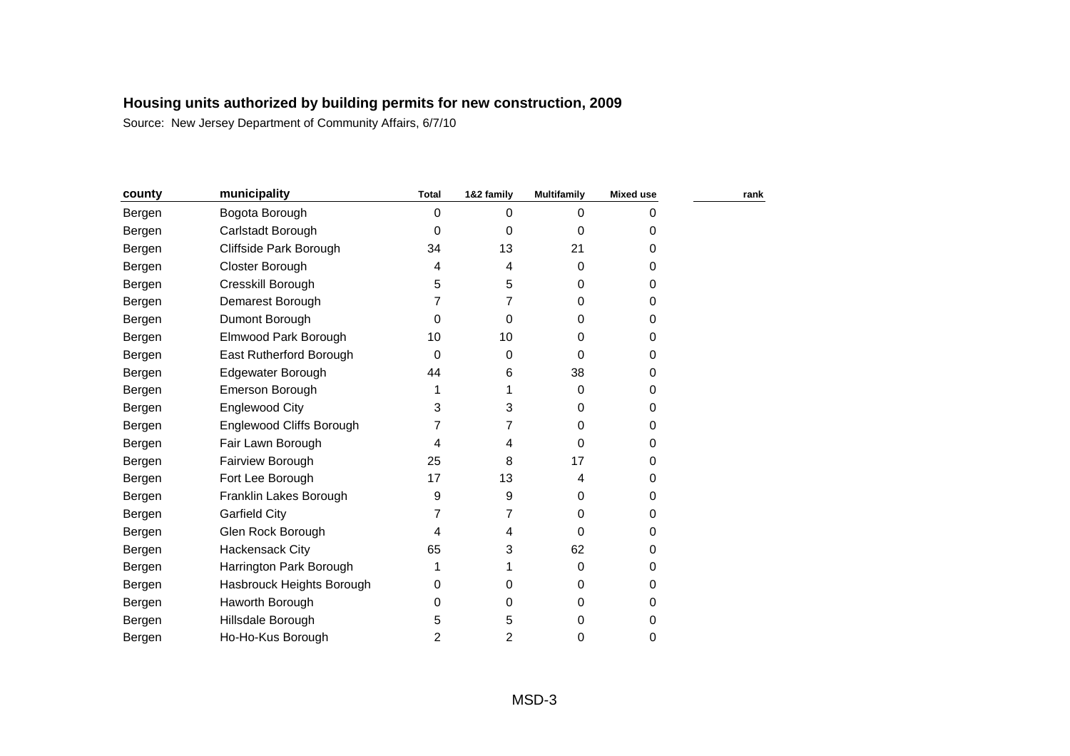**Housing units authorized by building permits for new construction, 2009**

Source: New Jersey Department of Community Affairs, 6/7/10

| county | municipality | Total | 1&2 family | Multifamily | Mixed use | rank |
|---|---|---|---|---|---|---|
| Bergen | Bogota Borough | 0 | 0 | 0 | 0 | |
| Bergen | Carlstadt Borough | 0 | 0 | 0 | 0 | |
| Bergen | Cliffside Park Borough | 34 | 13 | 21 | 0 | |
| Bergen | Closter Borough | 4 | 4 | 0 | 0 | |
| Bergen | Cresskill Borough | 5 | 5 | 0 | 0 | |
| Bergen | Demarest Borough | 7 | 7 | 0 | 0 | |
| Bergen | Dumont Borough | 0 | 0 | 0 | 0 | |
| Bergen | Elmwood Park Borough | 10 | 10 | 0 | 0 | |
| Bergen | East Rutherford Borough | 0 | 0 | 0 | 0 | |
| Bergen | Edgewater Borough | 44 | 6 | 38 | 0 | |
| Bergen | Emerson Borough | 1 | 1 | 0 | 0 | |
| Bergen | Englewood City | 3 | 3 | 0 | 0 | |
| Bergen | Englewood Cliffs Borough | 7 | 7 | 0 | 0 | |
| Bergen | Fair Lawn Borough | 4 | 4 | 0 | 0 | |
| Bergen | Fairview Borough | 25 | 8 | 17 | 0 | |
| Bergen | Fort Lee Borough | 17 | 13 | 4 | 0 | |
| Bergen | Franklin Lakes Borough | 9 | 9 | 0 | 0 | |
| Bergen | Garfield City | 7 | 7 | 0 | 0 | |
| Bergen | Glen Rock Borough | 4 | 4 | 0 | 0 | |
| Bergen | Hackensack City | 65 | 3 | 62 | 0 | |
| Bergen | Harrington Park Borough | 1 | 1 | 0 | 0 | |
| Bergen | Hasbrouck Heights Borough | 0 | 0 | 0 | 0 | |
| Bergen | Haworth Borough | 0 | 0 | 0 | 0 | |
| Bergen | Hillsdale Borough | 5 | 5 | 0 | 0 | |
| Bergen | Ho-Ho-Kus Borough | 2 | 2 | 0 | 0 | |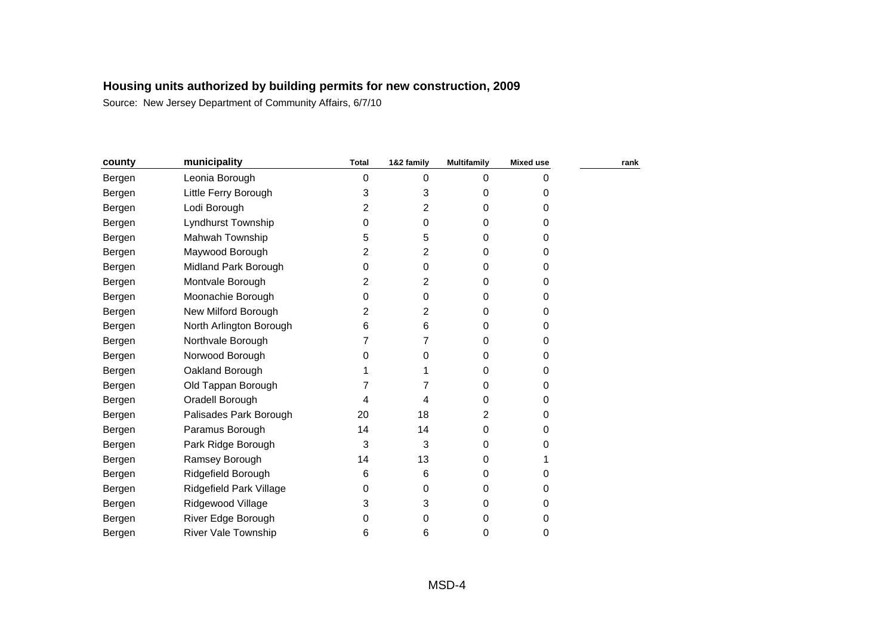**Housing units authorized by building permits for new construction, 2009**

Source: New Jersey Department of Community Affairs, 6/7/10

| county | municipality | Total | 1&2 family | Multifamily | Mixed use | rank |
|---|---|---|---|---|---|---|
| Bergen | Leonia Borough | 0 | 0 | 0 | 0 | |
| Bergen | Little Ferry Borough | 3 | 3 | 0 | 0 | |
| Bergen | Lodi Borough | 2 | 2 | 0 | 0 | |
| Bergen | Lyndhurst Township | 0 | 0 | 0 | 0 | |
| Bergen | Mahwah Township | 5 | 5 | 0 | 0 | |
| Bergen | Maywood Borough | 2 | 2 | 0 | 0 | |
| Bergen | Midland Park Borough | 0 | 0 | 0 | 0 | |
| Bergen | Montvale Borough | 2 | 2 | 0 | 0 | |
| Bergen | Moonachie Borough | 0 | 0 | 0 | 0 | |
| Bergen | New Milford Borough | 2 | 2 | 0 | 0 | |
| Bergen | North Arlington Borough | 6 | 6 | 0 | 0 | |
| Bergen | Northvale Borough | 7 | 7 | 0 | 0 | |
| Bergen | Norwood Borough | 0 | 0 | 0 | 0 | |
| Bergen | Oakland Borough | 1 | 1 | 0 | 0 | |
| Bergen | Old Tappan Borough | 7 | 7 | 0 | 0 | |
| Bergen | Oradell Borough | 4 | 4 | 0 | 0 | |
| Bergen | Palisades Park Borough | 20 | 18 | 2 | 0 | |
| Bergen | Paramus Borough | 14 | 14 | 0 | 0 | |
| Bergen | Park Ridge Borough | 3 | 3 | 0 | 0 | |
| Bergen | Ramsey Borough | 14 | 13 | 0 | 1 | |
| Bergen | Ridgefield Borough | 6 | 6 | 0 | 0 | |
| Bergen | Ridgefield Park Village | 0 | 0 | 0 | 0 | |
| Bergen | Ridgewood Village | 3 | 3 | 0 | 0 | |
| Bergen | River Edge Borough | 0 | 0 | 0 | 0 | |
| Bergen | River Vale Township | 6 | 6 | 0 | 0 | |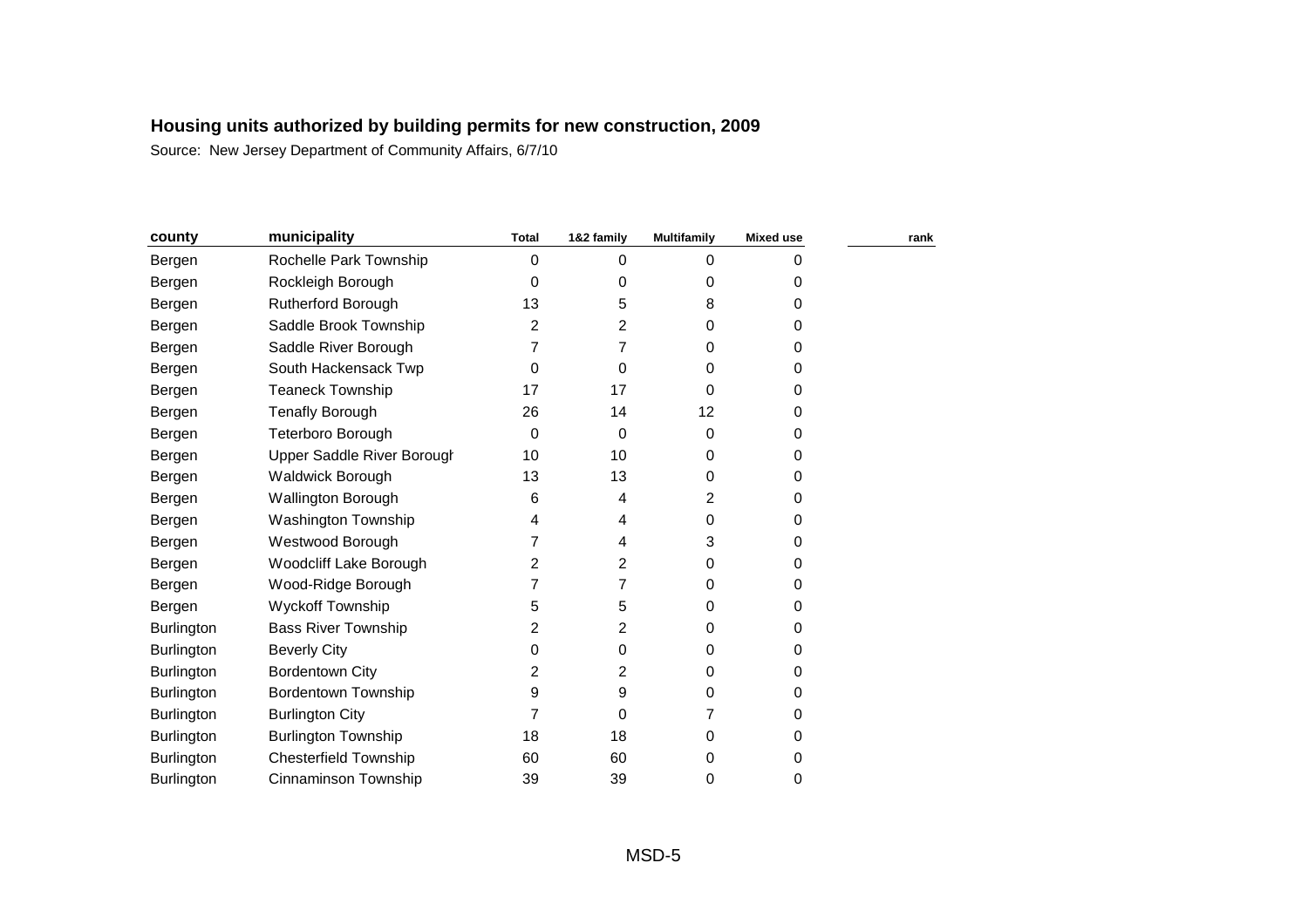**Housing units authorized by building permits for new construction, 2009**

Source: New Jersey Department of Community Affairs, 6/7/10

| county | municipality | Total | 1&2 family | Multifamily | Mixed use | rank |
|---|---|---|---|---|---|---|
| Bergen | Rochelle Park Township | 0 | 0 | 0 | 0 | |
| Bergen | Rockleigh Borough | 0 | 0 | 0 | 0 | |
| Bergen | Rutherford Borough | 13 | 5 | 8 | 0 | |
| Bergen | Saddle Brook Township | 2 | 2 | 0 | 0 | |
| Bergen | Saddle River Borough | 7 | 7 | 0 | 0 | |
| Bergen | South Hackensack Twp | 0 | 0 | 0 | 0 | |
| Bergen | Teaneck Township | 17 | 17 | 0 | 0 | |
| Bergen | Tenafly Borough | 26 | 14 | 12 | 0 | |
| Bergen | Teterboro Borough | 0 | 0 | 0 | 0 | |
| Bergen | Upper Saddle River Borough | 10 | 10 | 0 | 0 | |
| Bergen | Waldwick Borough | 13 | 13 | 0 | 0 | |
| Bergen | Wallington Borough | 6 | 4 | 2 | 0 | |
| Bergen | Washington Township | 4 | 4 | 0 | 0 | |
| Bergen | Westwood Borough | 7 | 4 | 3 | 0 | |
| Bergen | Woodcliff Lake Borough | 2 | 2 | 0 | 0 | |
| Bergen | Wood-Ridge Borough | 7 | 7 | 0 | 0 | |
| Bergen | Wyckoff Township | 5 | 5 | 0 | 0 | |
| Burlington | Bass River Township | 2 | 2 | 0 | 0 | |
| Burlington | Beverly City | 0 | 0 | 0 | 0 | |
| Burlington | Bordentown City | 2 | 2 | 0 | 0 | |
| Burlington | Bordentown Township | 9 | 9 | 0 | 0 | |
| Burlington | Burlington City | 7 | 0 | 7 | 0 | |
| Burlington | Burlington Township | 18 | 18 | 0 | 0 | |
| Burlington | Chesterfield Township | 60 | 60 | 0 | 0 | |
| Burlington | Cinnaminson Township | 39 | 39 | 0 | 0 | |

MSD-5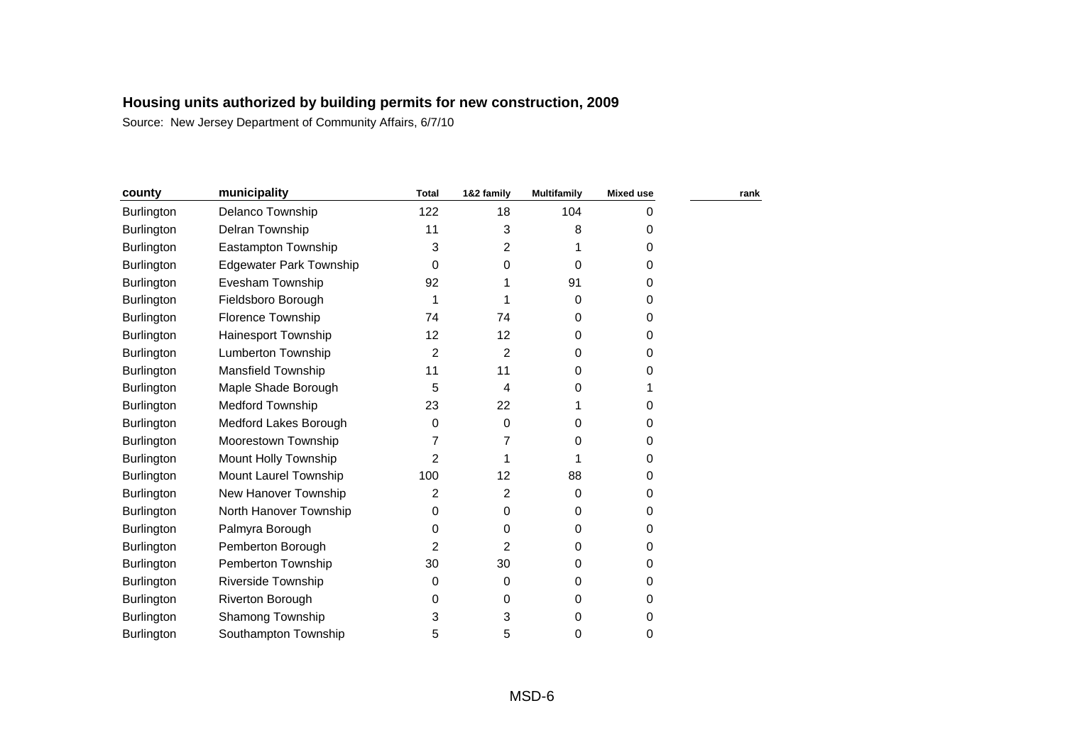**Housing units authorized by building permits for new construction, 2009**

Source: New Jersey Department of Community Affairs, 6/7/10

| county | municipality | Total | 1&2 family | Multifamily | Mixed use | rank |
|---|---|---|---|---|---|---|
| Burlington | Delanco Township | 122 | 18 | 104 | 0 | |
| Burlington | Delran Township | 11 | 3 | 8 | 0 | |
| Burlington | Eastampton Township | 3 | 2 | 1 | 0 | |
| Burlington | Edgewater Park Township | 0 | 0 | 0 | 0 | |
| Burlington | Evesham Township | 92 | 1 | 91 | 0 | |
| Burlington | Fieldsboro Borough | 1 | 1 | 0 | 0 | |
| Burlington | Florence Township | 74 | 74 | 0 | 0 | |
| Burlington | Hainesport Township | 12 | 12 | 0 | 0 | |
| Burlington | Lumberton Township | 2 | 2 | 0 | 0 | |
| Burlington | Mansfield Township | 11 | 11 | 0 | 0 | |
| Burlington | Maple Shade Borough | 5 | 4 | 0 | 1 | |
| Burlington | Medford Township | 23 | 22 | 1 | 0 | |
| Burlington | Medford Lakes Borough | 0 | 0 | 0 | 0 | |
| Burlington | Moorestown Township | 7 | 7 | 0 | 0 | |
| Burlington | Mount Holly Township | 2 | 1 | 1 | 0 | |
| Burlington | Mount Laurel Township | 100 | 12 | 88 | 0 | |
| Burlington | New Hanover Township | 2 | 2 | 0 | 0 | |
| Burlington | North Hanover Township | 0 | 0 | 0 | 0 | |
| Burlington | Palmyra Borough | 0 | 0 | 0 | 0 | |
| Burlington | Pemberton Borough | 2 | 2 | 0 | 0 | |
| Burlington | Pemberton Township | 30 | 30 | 0 | 0 | |
| Burlington | Riverside Township | 0 | 0 | 0 | 0 | |
| Burlington | Riverton Borough | 0 | 0 | 0 | 0 | |
| Burlington | Shamong Township | 3 | 3 | 0 | 0 | |
| Burlington | Southampton Township | 5 | 5 | 0 | 0 | |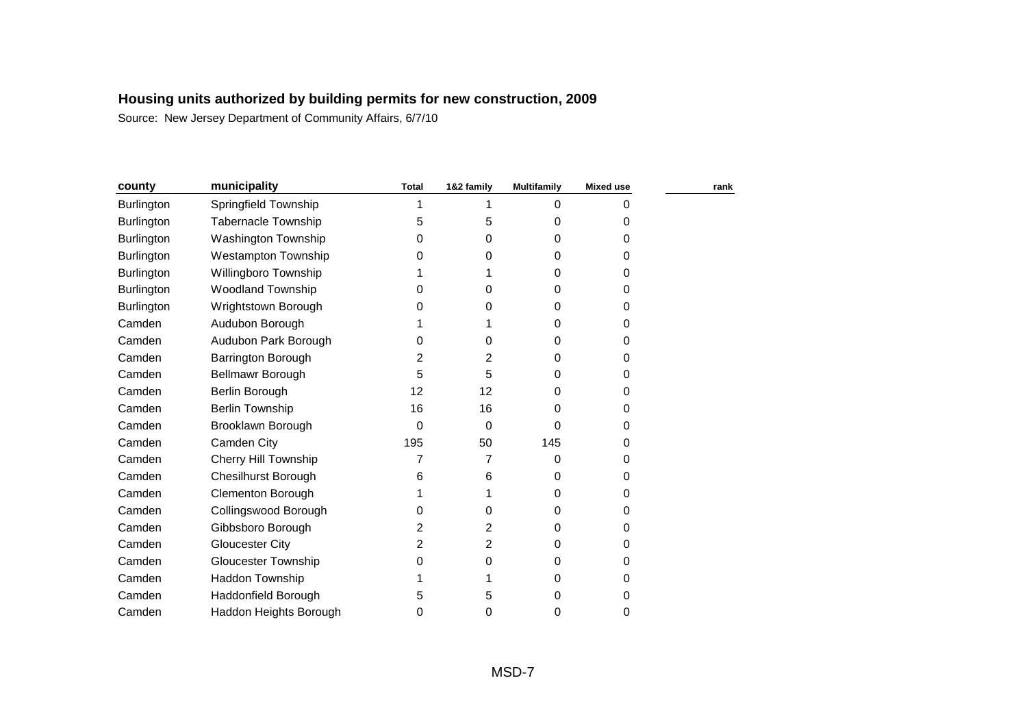## Housing units authorized by building permits for new construction, 2009

Source: New Jersey Department of Community Affairs, 6/7/10

| county | municipality | Total | 1&2 family | Multifamily | Mixed use | rank |
|---|---|---|---|---|---|---|
| Burlington | Springfield Township | 1 | 1 | 0 | 0 | |
| Burlington | Tabernacle Township | 5 | 5 | 0 | 0 | |
| Burlington | Washington Township | 0 | 0 | 0 | 0 | |
| Burlington | Westampton Township | 0 | 0 | 0 | 0 | |
| Burlington | Willingboro Township | 1 | 1 | 0 | 0 | |
| Burlington | Woodland Township | 0 | 0 | 0 | 0 | |
| Burlington | Wrightstown Borough | 0 | 0 | 0 | 0 | |
| Camden | Audubon Borough | 1 | 1 | 0 | 0 | |
| Camden | Audubon Park Borough | 0 | 0 | 0 | 0 | |
| Camden | Barrington Borough | 2 | 2 | 0 | 0 | |
| Camden | Bellmawr Borough | 5 | 5 | 0 | 0 | |
| Camden | Berlin Borough | 12 | 12 | 0 | 0 | |
| Camden | Berlin Township | 16 | 16 | 0 | 0 | |
| Camden | Brooklawn Borough | 0 | 0 | 0 | 0 | |
| Camden | Camden City | 195 | 50 | 145 | 0 | |
| Camden | Cherry Hill Township | 7 | 7 | 0 | 0 | |
| Camden | Chesilhurst Borough | 6 | 6 | 0 | 0 | |
| Camden | Clementon Borough | 1 | 1 | 0 | 0 | |
| Camden | Collingswood Borough | 0 | 0 | 0 | 0 | |
| Camden | Gibbsboro Borough | 2 | 2 | 0 | 0 | |
| Camden | Gloucester City | 2 | 2 | 0 | 0 | |
| Camden | Gloucester Township | 0 | 0 | 0 | 0 | |
| Camden | Haddon Township | 1 | 1 | 0 | 0 | |
| Camden | Haddonfield Borough | 5 | 5 | 0 | 0 | |
| Camden | Haddon Heights Borough | 0 | 0 | 0 | 0 | |

MSD-7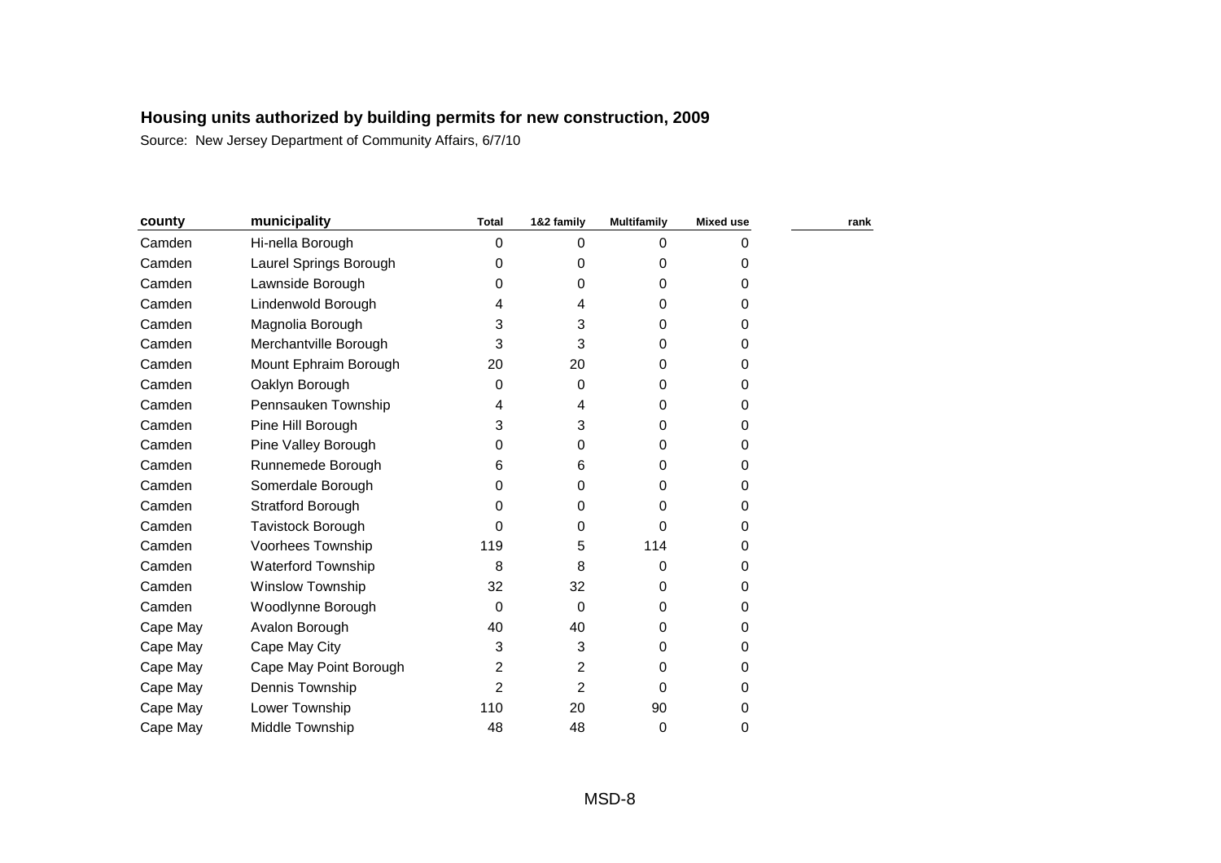## Housing units authorized by building permits for new construction, 2009

Source: New Jersey Department of Community Affairs, 6/7/10

| county | municipality | Total | 1&2 family | Multifamily | Mixed use | rank |
|---|---|---|---|---|---|---|
| Camden | Hi-nella Borough | 0 | 0 | 0 | 0 | |
| Camden | Laurel Springs Borough | 0 | 0 | 0 | 0 | |
| Camden | Lawnside Borough | 0 | 0 | 0 | 0 | |
| Camden | Lindenwold Borough | 4 | 4 | 0 | 0 | |
| Camden | Magnolia Borough | 3 | 3 | 0 | 0 | |
| Camden | Merchantville Borough | 3 | 3 | 0 | 0 | |
| Camden | Mount Ephraim Borough | 20 | 20 | 0 | 0 | |
| Camden | Oaklyn Borough | 0 | 0 | 0 | 0 | |
| Camden | Pennsauken Township | 4 | 4 | 0 | 0 | |
| Camden | Pine Hill Borough | 3 | 3 | 0 | 0 | |
| Camden | Pine Valley Borough | 0 | 0 | 0 | 0 | |
| Camden | Runnemede Borough | 6 | 6 | 0 | 0 | |
| Camden | Somerdale Borough | 0 | 0 | 0 | 0 | |
| Camden | Stratford Borough | 0 | 0 | 0 | 0 | |
| Camden | Tavistock Borough | 0 | 0 | 0 | 0 | |
| Camden | Voorhees Township | 119 | 5 | 114 | 0 | |
| Camden | Waterford Township | 8 | 8 | 0 | 0 | |
| Camden | Winslow Township | 32 | 32 | 0 | 0 | |
| Camden | Woodlynne Borough | 0 | 0 | 0 | 0 | |
| Cape May | Avalon Borough | 40 | 40 | 0 | 0 | |
| Cape May | Cape May City | 3 | 3 | 0 | 0 | |
| Cape May | Cape May Point Borough | 2 | 2 | 0 | 0 | |
| Cape May | Dennis Township | 2 | 2 | 0 | 0 | |
| Cape May | Lower Township | 110 | 20 | 90 | 0 | |
| Cape May | Middle Township | 48 | 48 | 0 | 0 | |

MSD-8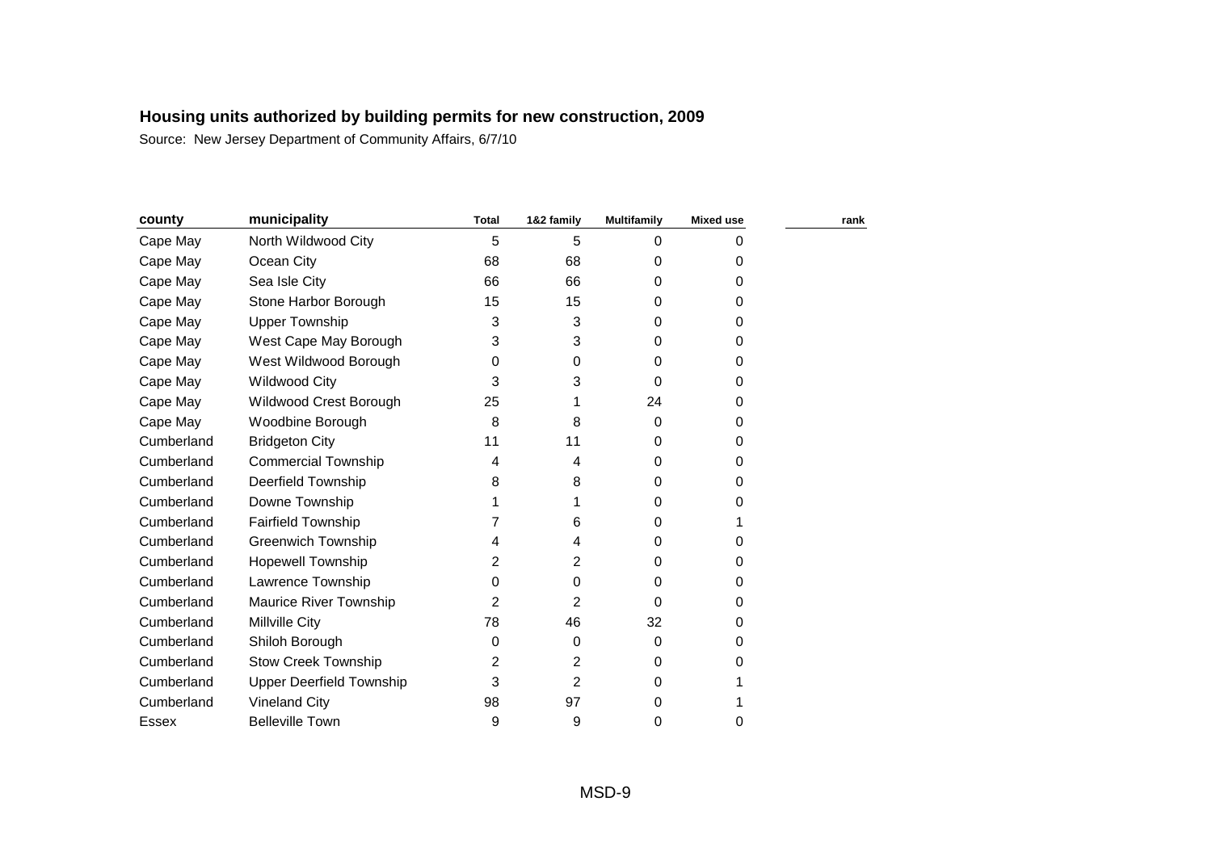**Housing units authorized by building permits for new construction, 2009**

Source: New Jersey Department of Community Affairs, 6/7/10

| county | municipality | Total | 1&2 family | Multifamily | Mixed use | rank |
|---|---|---|---|---|---|---|
| Cape May | North Wildwood City | 5 | 5 | 0 | 0 | |
| Cape May | Ocean City | 68 | 68 | 0 | 0 | |
| Cape May | Sea Isle City | 66 | 66 | 0 | 0 | |
| Cape May | Stone Harbor Borough | 15 | 15 | 0 | 0 | |
| Cape May | Upper Township | 3 | 3 | 0 | 0 | |
| Cape May | West Cape May Borough | 3 | 3 | 0 | 0 | |
| Cape May | West Wildwood Borough | 0 | 0 | 0 | 0 | |
| Cape May | Wildwood City | 3 | 3 | 0 | 0 | |
| Cape May | Wildwood Crest Borough | 25 | 1 | 24 | 0 | |
| Cape May | Woodbine Borough | 8 | 8 | 0 | 0 | |
| Cumberland | Bridgeton City | 11 | 11 | 0 | 0 | |
| Cumberland | Commercial Township | 4 | 4 | 0 | 0 | |
| Cumberland | Deerfield Township | 8 | 8 | 0 | 0 | |
| Cumberland | Downe Township | 1 | 1 | 0 | 0 | |
| Cumberland | Fairfield Township | 7 | 6 | 0 | 1 | |
| Cumberland | Greenwich Township | 4 | 4 | 0 | 0 | |
| Cumberland | Hopewell Township | 2 | 2 | 0 | 0 | |
| Cumberland | Lawrence Township | 0 | 0 | 0 | 0 | |
| Cumberland | Maurice River Township | 2 | 2 | 0 | 0 | |
| Cumberland | Millville City | 78 | 46 | 32 | 0 | |
| Cumberland | Shiloh Borough | 0 | 0 | 0 | 0 | |
| Cumberland | Stow Creek Township | 2 | 2 | 0 | 0 | |
| Cumberland | Upper Deerfield Township | 3 | 2 | 0 | 1 | |
| Cumberland | Vineland City | 98 | 97 | 0 | 1 | |
| Essex | Belleville Town | 9 | 9 | 0 | 0 | |

MSD-9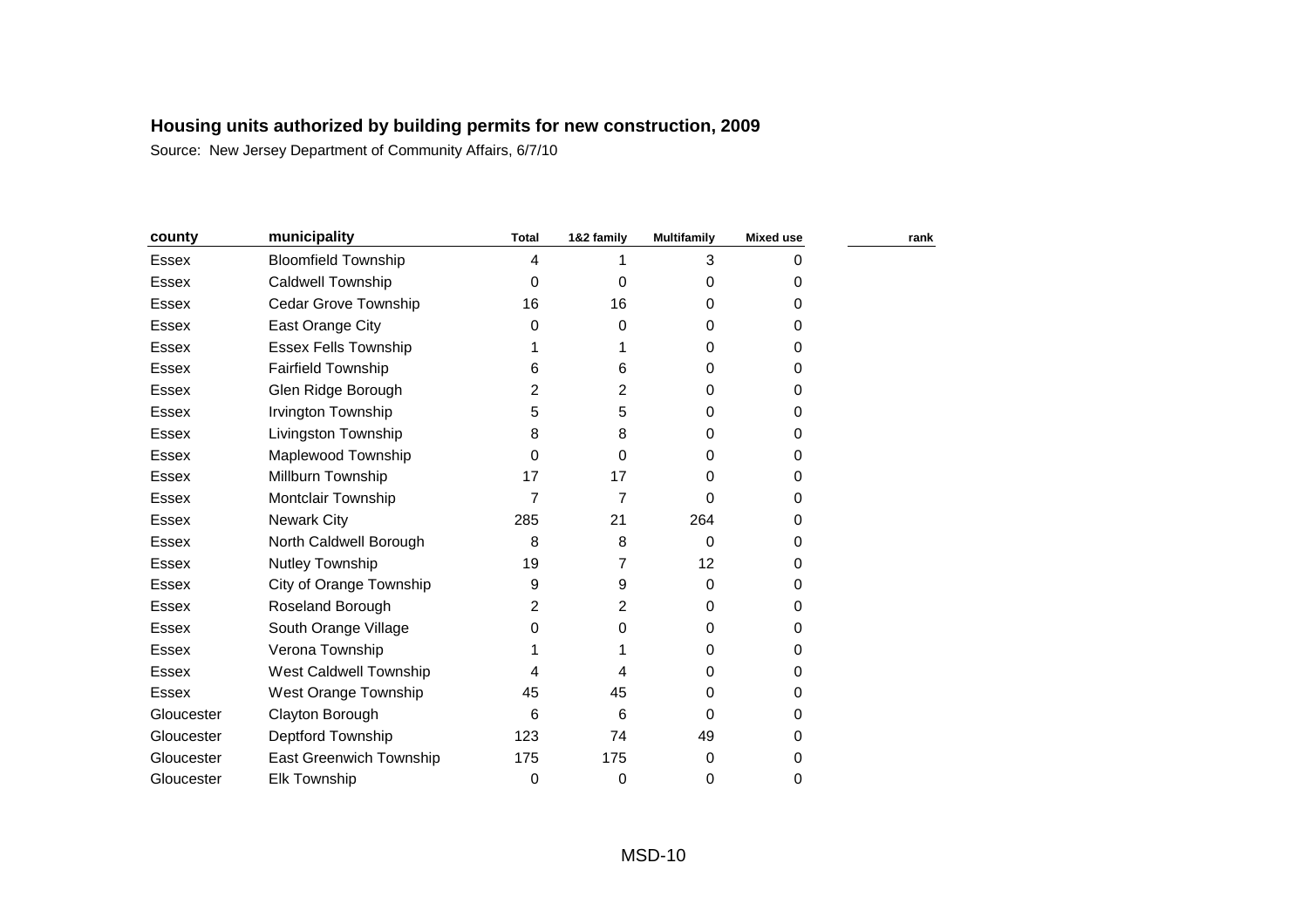**Housing units authorized by building permits for new construction, 2009**

Source: New Jersey Department of Community Affairs, 6/7/10

| county | municipality | Total | 1&2 family | Multifamily | Mixed use | rank |
|---|---|---|---|---|---|---|
| Essex | Bloomfield Township | 4 | 1 | 3 | 0 | |
| Essex | Caldwell Township | 0 | 0 | 0 | 0 | |
| Essex | Cedar Grove Township | 16 | 16 | 0 | 0 | |
| Essex | East Orange City | 0 | 0 | 0 | 0 | |
| Essex | Essex Fells Township | 1 | 1 | 0 | 0 | |
| Essex | Fairfield Township | 6 | 6 | 0 | 0 | |
| Essex | Glen Ridge Borough | 2 | 2 | 0 | 0 | |
| Essex | Irvington Township | 5 | 5 | 0 | 0 | |
| Essex | Livingston Township | 8 | 8 | 0 | 0 | |
| Essex | Maplewood Township | 0 | 0 | 0 | 0 | |
| Essex | Millburn Township | 17 | 17 | 0 | 0 | |
| Essex | Montclair Township | 7 | 7 | 0 | 0 | |
| Essex | Newark City | 285 | 21 | 264 | 0 | |
| Essex | North Caldwell Borough | 8 | 8 | 0 | 0 | |
| Essex | Nutley Township | 19 | 7 | 12 | 0 | |
| Essex | City of Orange Township | 9 | 9 | 0 | 0 | |
| Essex | Roseland Borough | 2 | 2 | 0 | 0 | |
| Essex | South Orange Village | 0 | 0 | 0 | 0 | |
| Essex | Verona Township | 1 | 1 | 0 | 0 | |
| Essex | West Caldwell Township | 4 | 4 | 0 | 0 | |
| Essex | West Orange Township | 45 | 45 | 0 | 0 | |
| Gloucester | Clayton Borough | 6 | 6 | 0 | 0 | |
| Gloucester | Deptford Township | 123 | 74 | 49 | 0 | |
| Gloucester | East Greenwich Township | 175 | 175 | 0 | 0 | |
| Gloucester | Elk Township | 0 | 0 | 0 | 0 | |

MSD-10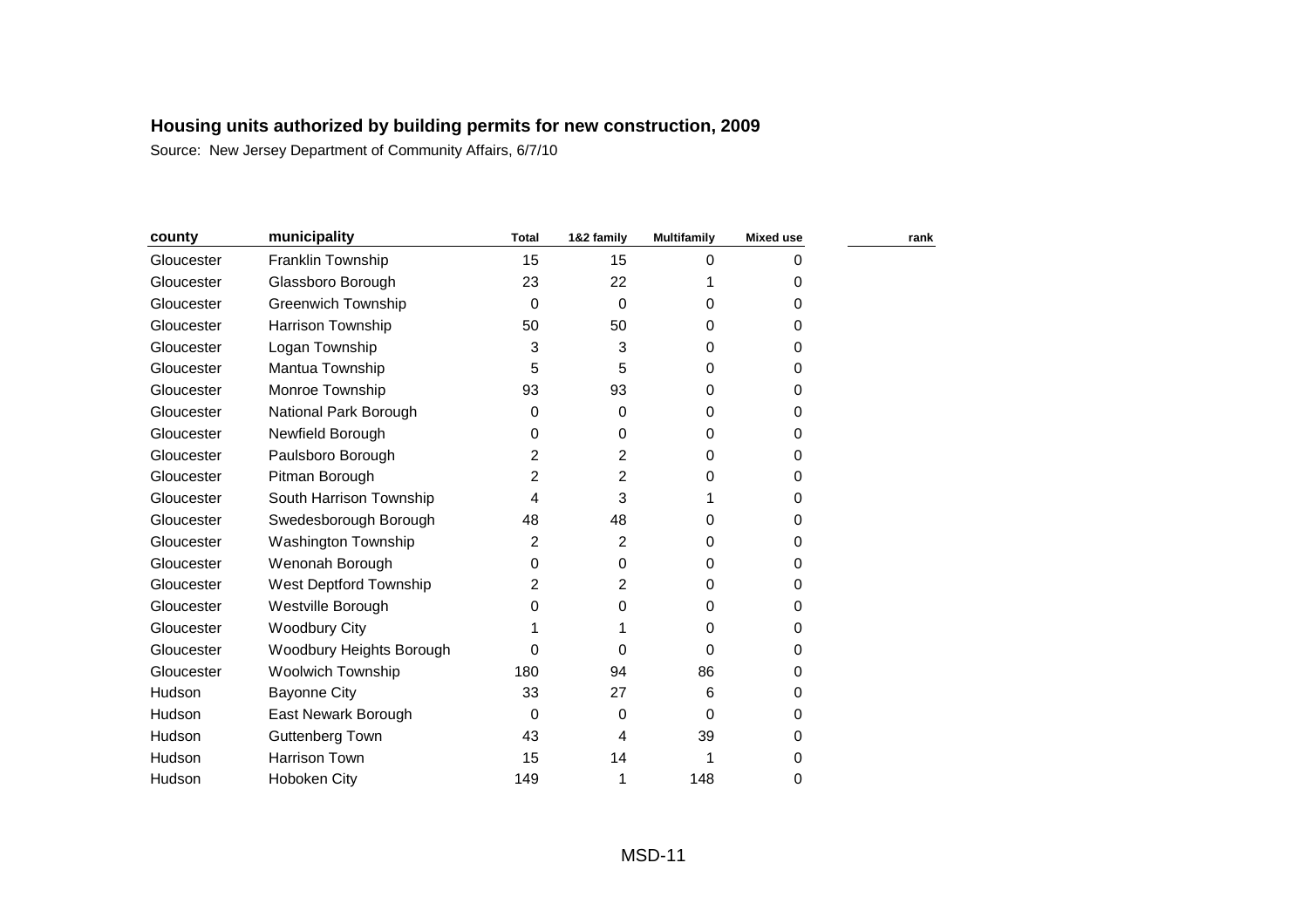**Housing units authorized by building permits for new construction, 2009**

Source: New Jersey Department of Community Affairs, 6/7/10

| county | municipality | Total | 1&2 family | Multifamily | Mixed use | rank |
|---|---|---|---|---|---|---|
| Gloucester | Franklin Township | 15 | 15 | 0 | 0 | |
| Gloucester | Glassboro Borough | 23 | 22 | 1 | 0 | |
| Gloucester | Greenwich Township | 0 | 0 | 0 | 0 | |
| Gloucester | Harrison Township | 50 | 50 | 0 | 0 | |
| Gloucester | Logan Township | 3 | 3 | 0 | 0 | |
| Gloucester | Mantua Township | 5 | 5 | 0 | 0 | |
| Gloucester | Monroe Township | 93 | 93 | 0 | 0 | |
| Gloucester | National Park Borough | 0 | 0 | 0 | 0 | |
| Gloucester | Newfield Borough | 0 | 0 | 0 | 0 | |
| Gloucester | Paulsboro Borough | 2 | 2 | 0 | 0 | |
| Gloucester | Pitman Borough | 2 | 2 | 0 | 0 | |
| Gloucester | South Harrison Township | 4 | 3 | 1 | 0 | |
| Gloucester | Swedesborough Borough | 48 | 48 | 0 | 0 | |
| Gloucester | Washington Township | 2 | 2 | 0 | 0 | |
| Gloucester | Wenonah Borough | 0 | 0 | 0 | 0 | |
| Gloucester | West Deptford Township | 2 | 2 | 0 | 0 | |
| Gloucester | Westville Borough | 0 | 0 | 0 | 0 | |
| Gloucester | Woodbury City | 1 | 1 | 0 | 0 | |
| Gloucester | Woodbury Heights Borough | 0 | 0 | 0 | 0 | |
| Gloucester | Woolwich Township | 180 | 94 | 86 | 0 | |
| Hudson | Bayonne City | 33 | 27 | 6 | 0 | |
| Hudson | East Newark Borough | 0 | 0 | 0 | 0 | |
| Hudson | Guttenberg Town | 43 | 4 | 39 | 0 | |
| Hudson | Harrison Town | 15 | 14 | 1 | 0 | |
| Hudson | Hoboken City | 149 | 1 | 148 | 0 | |

MSD-11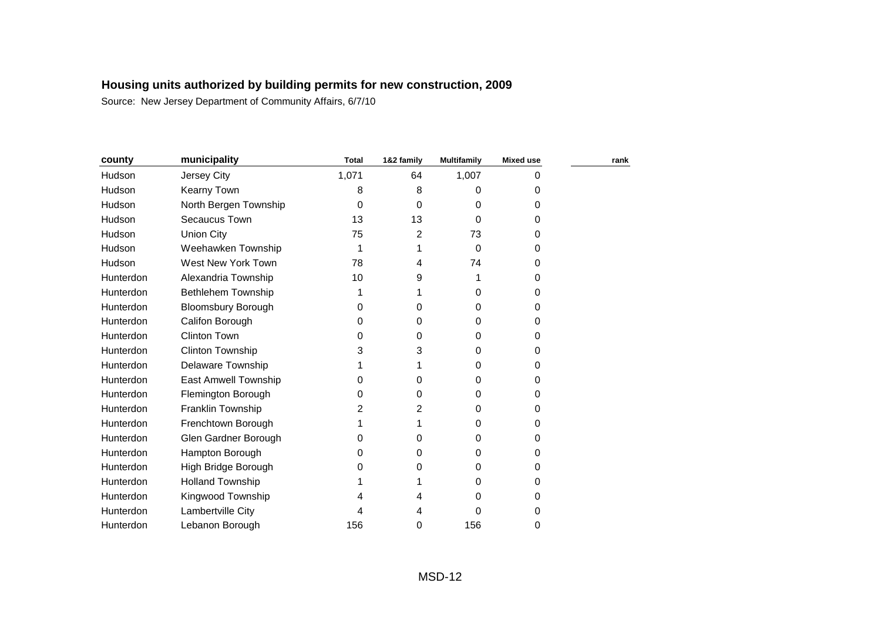# Housing units authorized by building permits for new construction, 2009

Source: New Jersey Department of Community Affairs, 6/7/10

| county | municipality | Total | 1&2 family | Multifamily | Mixed use | rank |
|---|---|---|---|---|---|---|
| Hudson | Jersey City | 1,071 | 64 | 1,007 | 0 | |
| Hudson | Kearny Town | 8 | 8 | 0 | 0 | |
| Hudson | North Bergen Township | 0 | 0 | 0 | 0 | |
| Hudson | Secaucus Town | 13 | 13 | 0 | 0 | |
| Hudson | Union City | 75 | 2 | 73 | 0 | |
| Hudson | Weehawken Township | 1 | 1 | 0 | 0 | |
| Hudson | West New York Town | 78 | 4 | 74 | 0 | |
| Hunterdon | Alexandria Township | 10 | 9 | 1 | 0 | |
| Hunterdon | Bethlehem Township | 1 | 1 | 0 | 0 | |
| Hunterdon | Bloomsbury Borough | 0 | 0 | 0 | 0 | |
| Hunterdon | Califon Borough | 0 | 0 | 0 | 0 | |
| Hunterdon | Clinton Town | 0 | 0 | 0 | 0 | |
| Hunterdon | Clinton Township | 3 | 3 | 0 | 0 | |
| Hunterdon | Delaware Township | 1 | 1 | 0 | 0 | |
| Hunterdon | East Amwell Township | 0 | 0 | 0 | 0 | |
| Hunterdon | Flemington Borough | 0 | 0 | 0 | 0 | |
| Hunterdon | Franklin Township | 2 | 2 | 0 | 0 | |
| Hunterdon | Frenchtown Borough | 1 | 1 | 0 | 0 | |
| Hunterdon | Glen Gardner Borough | 0 | 0 | 0 | 0 | |
| Hunterdon | Hampton Borough | 0 | 0 | 0 | 0 | |
| Hunterdon | High Bridge Borough | 0 | 0 | 0 | 0 | |
| Hunterdon | Holland Township | 1 | 1 | 0 | 0 | |
| Hunterdon | Kingwood Township | 4 | 4 | 0 | 0 | |
| Hunterdon | Lambertville City | 4 | 4 | 0 | 0 | |
| Hunterdon | Lebanon Borough | 156 | 0 | 156 | 0 | |

MSD-12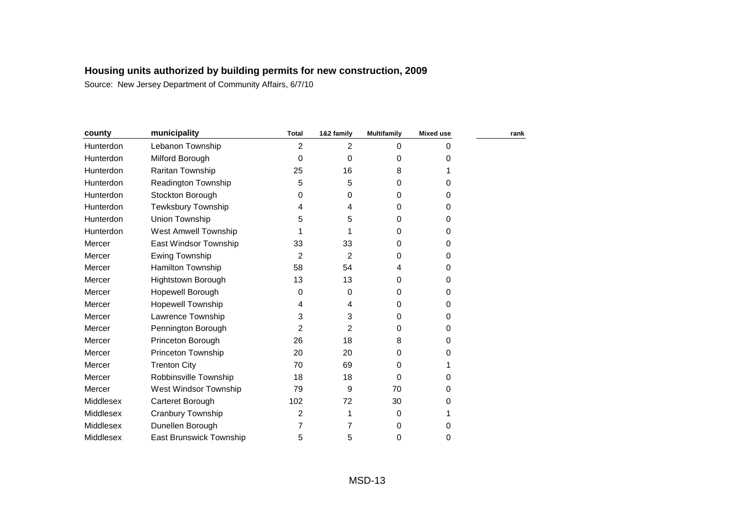**Housing units authorized by building permits for new construction, 2009**

Source: New Jersey Department of Community Affairs, 6/7/10

| county | municipality | Total | 1&2 family | Multifamily | Mixed use | rank |
|---|---|---|---|---|---|---|
| Hunterdon | Lebanon Township | 2 | 2 | 0 | 0 | |
| Hunterdon | Milford Borough | 0 | 0 | 0 | 0 | |
| Hunterdon | Raritan Township | 25 | 16 | 8 | 1 | |
| Hunterdon | Readington Township | 5 | 5 | 0 | 0 | |
| Hunterdon | Stockton Borough | 0 | 0 | 0 | 0 | |
| Hunterdon | Tewksbury Township | 4 | 4 | 0 | 0 | |
| Hunterdon | Union Township | 5 | 5 | 0 | 0 | |
| Hunterdon | West Amwell Township | 1 | 1 | 0 | 0 | |
| Mercer | East Windsor Township | 33 | 33 | 0 | 0 | |
| Mercer | Ewing Township | 2 | 2 | 0 | 0 | |
| Mercer | Hamilton Township | 58 | 54 | 4 | 0 | |
| Mercer | Hightstown Borough | 13 | 13 | 0 | 0 | |
| Mercer | Hopewell Borough | 0 | 0 | 0 | 0 | |
| Mercer | Hopewell Township | 4 | 4 | 0 | 0 | |
| Mercer | Lawrence Township | 3 | 3 | 0 | 0 | |
| Mercer | Pennington Borough | 2 | 2 | 0 | 0 | |
| Mercer | Princeton Borough | 26 | 18 | 8 | 0 | |
| Mercer | Princeton Township | 20 | 20 | 0 | 0 | |
| Mercer | Trenton City | 70 | 69 | 0 | 1 | |
| Mercer | Robbinsville Township | 18 | 18 | 0 | 0 | |
| Mercer | West Windsor Township | 79 | 9 | 70 | 0 | |
| Middlesex | Carteret Borough | 102 | 72 | 30 | 0 | |
| Middlesex | Cranbury Township | 2 | 1 | 0 | 1 | |
| Middlesex | Dunellen Borough | 7 | 7 | 0 | 0 | |
| Middlesex | East Brunswick Township | 5 | 5 | 0 | 0 | |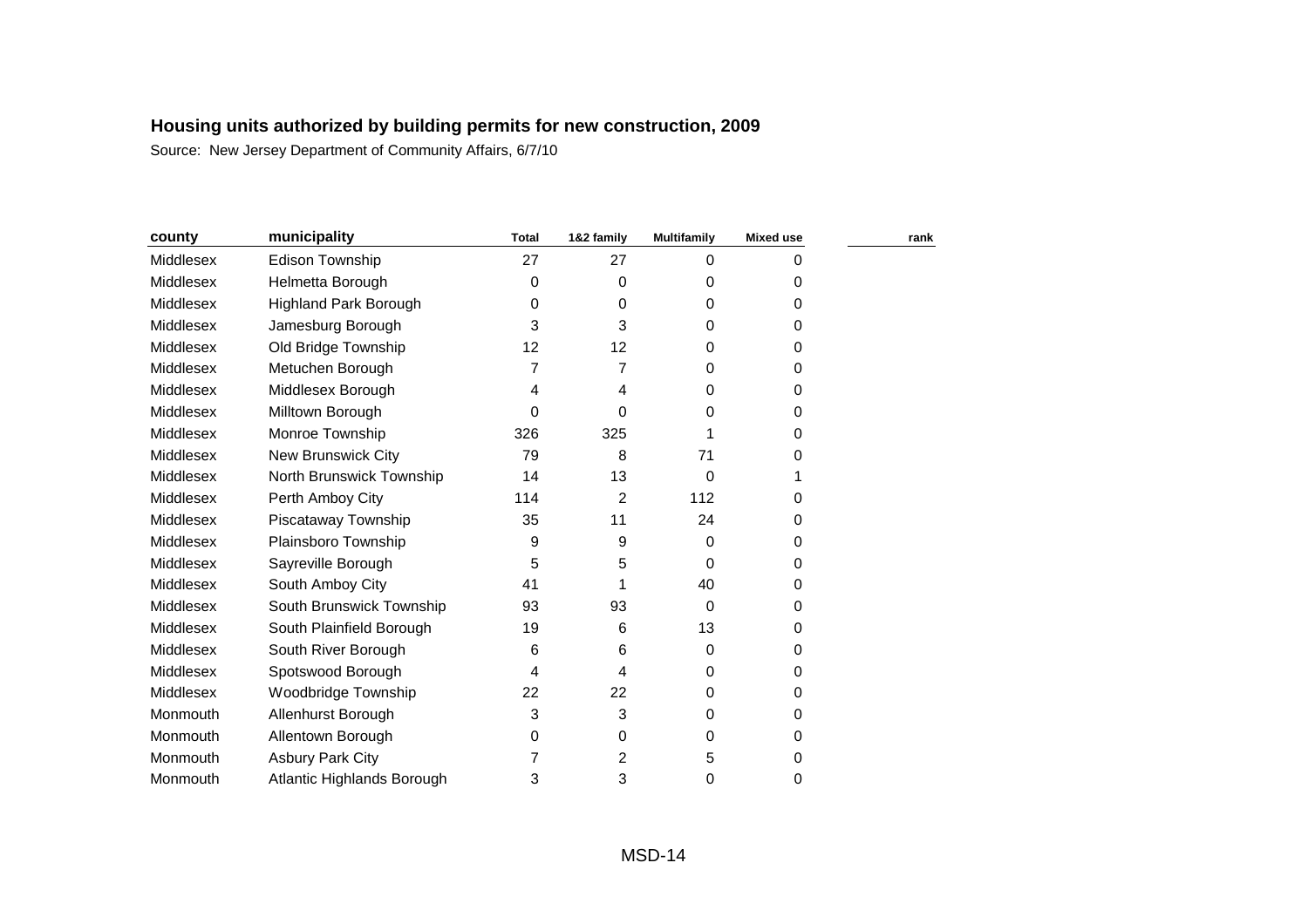## Housing units authorized by building permits for new construction, 2009

Source: New Jersey Department of Community Affairs, 6/7/10

| county | municipality | Total | 1&2 family | Multifamily | Mixed use | rank |
|---|---|---|---|---|---|---|
| Middlesex | Edison Township | 27 | 27 | 0 | 0 | |
| Middlesex | Helmetta Borough | 0 | 0 | 0 | 0 | |
| Middlesex | Highland Park Borough | 0 | 0 | 0 | 0 | |
| Middlesex | Jamesburg Borough | 3 | 3 | 0 | 0 | |
| Middlesex | Old Bridge Township | 12 | 12 | 0 | 0 | |
| Middlesex | Metuchen Borough | 7 | 7 | 0 | 0 | |
| Middlesex | Middlesex Borough | 4 | 4 | 0 | 0 | |
| Middlesex | Milltown Borough | 0 | 0 | 0 | 0 | |
| Middlesex | Monroe Township | 326 | 325 | 1 | 0 | |
| Middlesex | New Brunswick City | 79 | 8 | 71 | 0 | |
| Middlesex | North Brunswick Township | 14 | 13 | 0 | 1 | |
| Middlesex | Perth Amboy City | 114 | 2 | 112 | 0 | |
| Middlesex | Piscataway Township | 35 | 11 | 24 | 0 | |
| Middlesex | Plainsboro Township | 9 | 9 | 0 | 0 | |
| Middlesex | Sayreville Borough | 5 | 5 | 0 | 0 | |
| Middlesex | South Amboy City | 41 | 1 | 40 | 0 | |
| Middlesex | South Brunswick Township | 93 | 93 | 0 | 0 | |
| Middlesex | South Plainfield Borough | 19 | 6 | 13 | 0 | |
| Middlesex | South River Borough | 6 | 6 | 0 | 0 | |
| Middlesex | Spotswood Borough | 4 | 4 | 0 | 0 | |
| Middlesex | Woodbridge Township | 22 | 22 | 0 | 0 | |
| Monmouth | Allenhurst Borough | 3 | 3 | 0 | 0 | |
| Monmouth | Allentown Borough | 0 | 0 | 0 | 0 | |
| Monmouth | Asbury Park City | 7 | 2 | 5 | 0 | |
| Monmouth | Atlantic Highlands Borough | 3 | 3 | 0 | 0 | |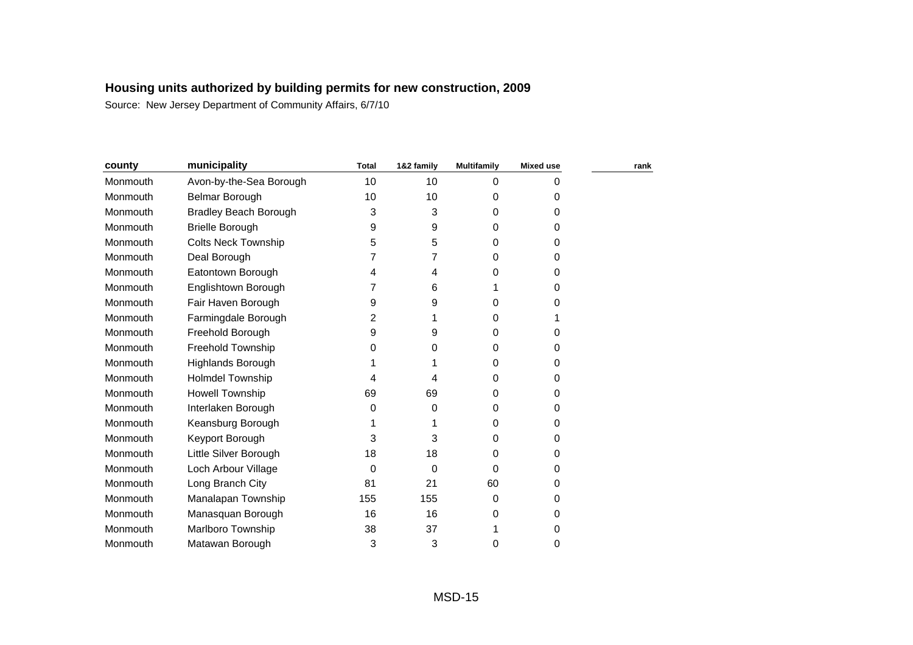## Housing units authorized by building permits for new construction, 2009

Source: New Jersey Department of Community Affairs, 6/7/10

| county | municipality | Total | 1&2 family | Multifamily | Mixed use | rank |
|---|---|---|---|---|---|---|
| Monmouth | Avon-by-the-Sea Borough | 10 | 10 | 0 | 0 | |
| Monmouth | Belmar Borough | 10 | 10 | 0 | 0 | |
| Monmouth | Bradley Beach Borough | 3 | 3 | 0 | 0 | |
| Monmouth | Brielle Borough | 9 | 9 | 0 | 0 | |
| Monmouth | Colts Neck Township | 5 | 5 | 0 | 0 | |
| Monmouth | Deal Borough | 7 | 7 | 0 | 0 | |
| Monmouth | Eatontown Borough | 4 | 4 | 0 | 0 | |
| Monmouth | Englishtown Borough | 7 | 6 | 1 | 0 | |
| Monmouth | Fair Haven Borough | 9 | 9 | 0 | 0 | |
| Monmouth | Farmingdale Borough | 2 | 1 | 0 | 1 | |
| Monmouth | Freehold Borough | 9 | 9 | 0 | 0 | |
| Monmouth | Freehold Township | 0 | 0 | 0 | 0 | |
| Monmouth | Highlands Borough | 1 | 1 | 0 | 0 | |
| Monmouth | Holmdel Township | 4 | 4 | 0 | 0 | |
| Monmouth | Howell Township | 69 | 69 | 0 | 0 | |
| Monmouth | Interlaken Borough | 0 | 0 | 0 | 0 | |
| Monmouth | Keansburg Borough | 1 | 1 | 0 | 0 | |
| Monmouth | Keyport Borough | 3 | 3 | 0 | 0 | |
| Monmouth | Little Silver Borough | 18 | 18 | 0 | 0 | |
| Monmouth | Loch Arbour Village | 0 | 0 | 0 | 0 | |
| Monmouth | Long Branch City | 81 | 21 | 60 | 0 | |
| Monmouth | Manalapan Township | 155 | 155 | 0 | 0 | |
| Monmouth | Manasquan Borough | 16 | 16 | 0 | 0 | |
| Monmouth | Marlboro Township | 38 | 37 | 1 | 0 | |
| Monmouth | Matawan Borough | 3 | 3 | 0 | 0 | |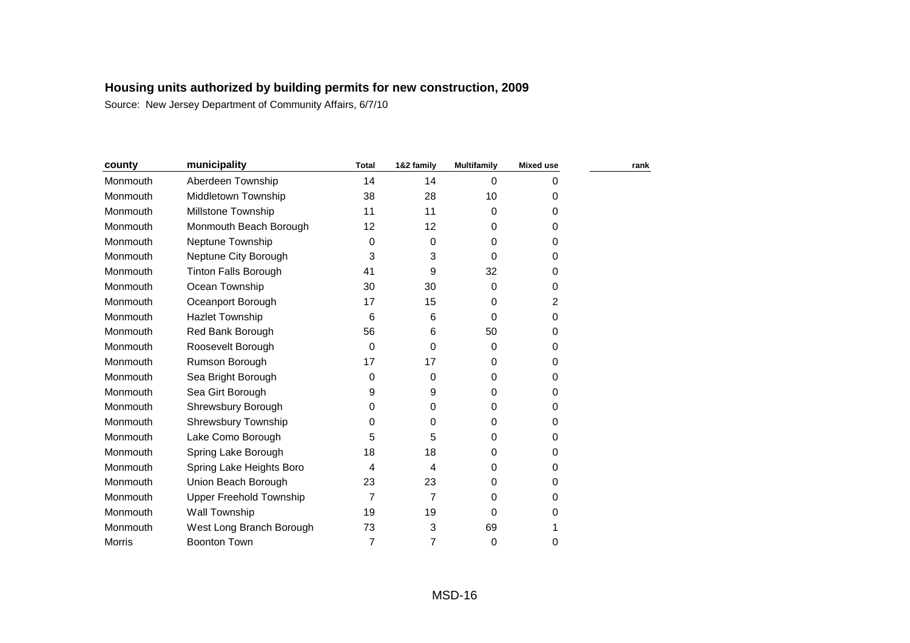**Housing units authorized by building permits for new construction, 2009**

Source: New Jersey Department of Community Affairs, 6/7/10

| county | municipality | Total | 1&2 family | Multifamily | Mixed use | rank |
|---|---|---|---|---|---|---|
| Monmouth | Aberdeen Township | 14 | 14 | 0 | 0 | |
| Monmouth | Middletown Township | 38 | 28 | 10 | 0 | |
| Monmouth | Millstone Township | 11 | 11 | 0 | 0 | |
| Monmouth | Monmouth Beach Borough | 12 | 12 | 0 | 0 | |
| Monmouth | Neptune Township | 0 | 0 | 0 | 0 | |
| Monmouth | Neptune City Borough | 3 | 3 | 0 | 0 | |
| Monmouth | Tinton Falls Borough | 41 | 9 | 32 | 0 | |
| Monmouth | Ocean Township | 30 | 30 | 0 | 0 | |
| Monmouth | Oceanport Borough | 17 | 15 | 0 | 2 | |
| Monmouth | Hazlet Township | 6 | 6 | 0 | 0 | |
| Monmouth | Red Bank Borough | 56 | 6 | 50 | 0 | |
| Monmouth | Roosevelt Borough | 0 | 0 | 0 | 0 | |
| Monmouth | Rumson Borough | 17 | 17 | 0 | 0 | |
| Monmouth | Sea Bright Borough | 0 | 0 | 0 | 0 | |
| Monmouth | Sea Girt Borough | 9 | 9 | 0 | 0 | |
| Monmouth | Shrewsbury Borough | 0 | 0 | 0 | 0 | |
| Monmouth | Shrewsbury Township | 0 | 0 | 0 | 0 | |
| Monmouth | Lake Como Borough | 5 | 5 | 0 | 0 | |
| Monmouth | Spring Lake Borough | 18 | 18 | 0 | 0 | |
| Monmouth | Spring Lake Heights Boro | 4 | 4 | 0 | 0 | |
| Monmouth | Union Beach Borough | 23 | 23 | 0 | 0 | |
| Monmouth | Upper Freehold Township | 7 | 7 | 0 | 0 | |
| Monmouth | Wall Township | 19 | 19 | 0 | 0 | |
| Monmouth | West Long Branch Borough | 73 | 3 | 69 | 1 | |
| Morris | Boonton Town | 7 | 7 | 0 | 0 | |

MSD-16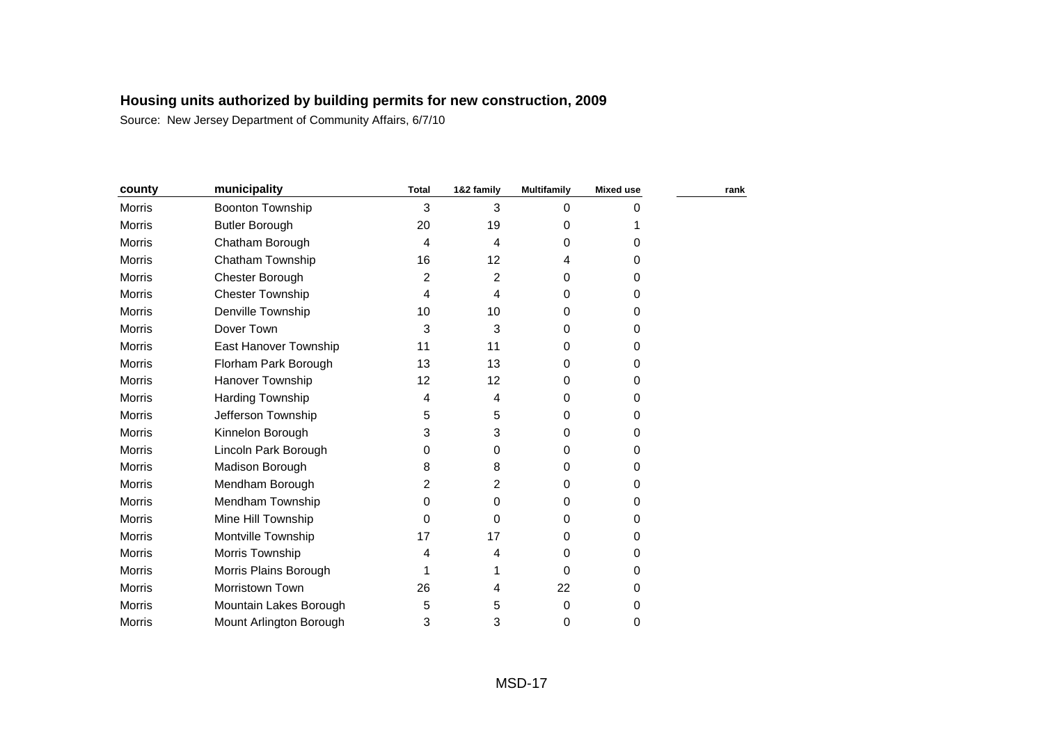## Housing units authorized by building permits for new construction, 2009

Source: New Jersey Department of Community Affairs, 6/7/10

| county | municipality | Total | 1&2 family | Multifamily | Mixed use | rank |
|---|---|---|---|---|---|---|
| Morris | Boonton Township | 3 | 3 | 0 | 0 | |
| Morris | Butler Borough | 20 | 19 | 0 | 1 | |
| Morris | Chatham Borough | 4 | 4 | 0 | 0 | |
| Morris | Chatham Township | 16 | 12 | 4 | 0 | |
| Morris | Chester Borough | 2 | 2 | 0 | 0 | |
| Morris | Chester Township | 4 | 4 | 0 | 0 | |
| Morris | Denville Township | 10 | 10 | 0 | 0 | |
| Morris | Dover Town | 3 | 3 | 0 | 0 | |
| Morris | East Hanover Township | 11 | 11 | 0 | 0 | |
| Morris | Florham Park Borough | 13 | 13 | 0 | 0 | |
| Morris | Hanover Township | 12 | 12 | 0 | 0 | |
| Morris | Harding Township | 4 | 4 | 0 | 0 | |
| Morris | Jefferson Township | 5 | 5 | 0 | 0 | |
| Morris | Kinnelon Borough | 3 | 3 | 0 | 0 | |
| Morris | Lincoln Park Borough | 0 | 0 | 0 | 0 | |
| Morris | Madison Borough | 8 | 8 | 0 | 0 | |
| Morris | Mendham Borough | 2 | 2 | 0 | 0 | |
| Morris | Mendham Township | 0 | 0 | 0 | 0 | |
| Morris | Mine Hill Township | 0 | 0 | 0 | 0 | |
| Morris | Montville Township | 17 | 17 | 0 | 0 | |
| Morris | Morris Township | 4 | 4 | 0 | 0 | |
| Morris | Morris Plains Borough | 1 | 1 | 0 | 0 | |
| Morris | Morristown Town | 26 | 4 | 22 | 0 | |
| Morris | Mountain Lakes Borough | 5 | 5 | 0 | 0 | |
| Morris | Mount Arlington Borough | 3 | 3 | 0 | 0 | |

MSD-17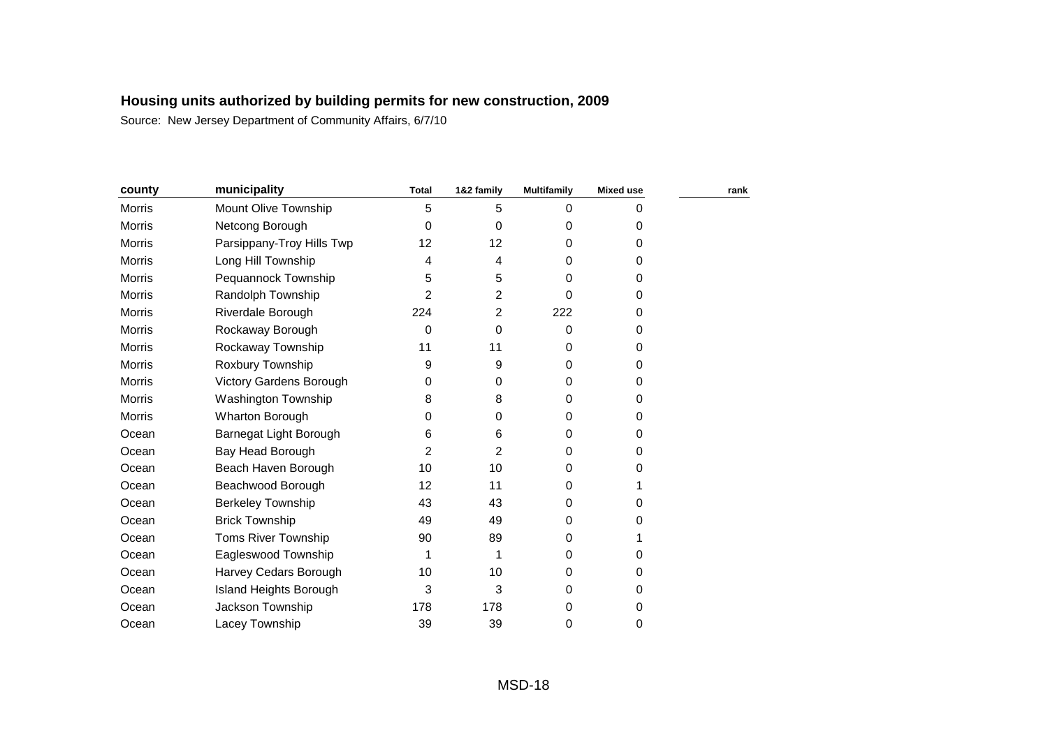**Housing units authorized by building permits for new construction, 2009**

Source: New Jersey Department of Community Affairs, 6/7/10

| county | municipality | Total | 1&2 family | Multifamily | Mixed use | rank |
|---|---|---|---|---|---|---|
| Morris | Mount Olive Township | 5 | 5 | 0 | 0 | |
| Morris | Netcong Borough | 0 | 0 | 0 | 0 | |
| Morris | Parsippany-Troy Hills Twp | 12 | 12 | 0 | 0 | |
| Morris | Long Hill Township | 4 | 4 | 0 | 0 | |
| Morris | Pequannock Township | 5 | 5 | 0 | 0 | |
| Morris | Randolph Township | 2 | 2 | 0 | 0 | |
| Morris | Riverdale Borough | 224 | 2 | 222 | 0 | |
| Morris | Rockaway Borough | 0 | 0 | 0 | 0 | |
| Morris | Rockaway Township | 11 | 11 | 0 | 0 | |
| Morris | Roxbury Township | 9 | 9 | 0 | 0 | |
| Morris | Victory Gardens Borough | 0 | 0 | 0 | 0 | |
| Morris | Washington Township | 8 | 8 | 0 | 0 | |
| Morris | Wharton Borough | 0 | 0 | 0 | 0 | |
| Ocean | Barnegat Light Borough | 6 | 6 | 0 | 0 | |
| Ocean | Bay Head Borough | 2 | 2 | 0 | 0 | |
| Ocean | Beach Haven Borough | 10 | 10 | 0 | 0 | |
| Ocean | Beachwood Borough | 12 | 11 | 0 | 1 | |
| Ocean | Berkeley Township | 43 | 43 | 0 | 0 | |
| Ocean | Brick Township | 49 | 49 | 0 | 0 | |
| Ocean | Toms River Township | 90 | 89 | 0 | 1 | |
| Ocean | Eagleswood Township | 1 | 1 | 0 | 0 | |
| Ocean | Harvey Cedars Borough | 10 | 10 | 0 | 0 | |
| Ocean | Island Heights Borough | 3 | 3 | 0 | 0 | |
| Ocean | Jackson Township | 178 | 178 | 0 | 0 | |
| Ocean | Lacey Township | 39 | 39 | 0 | 0 | |

MSD-18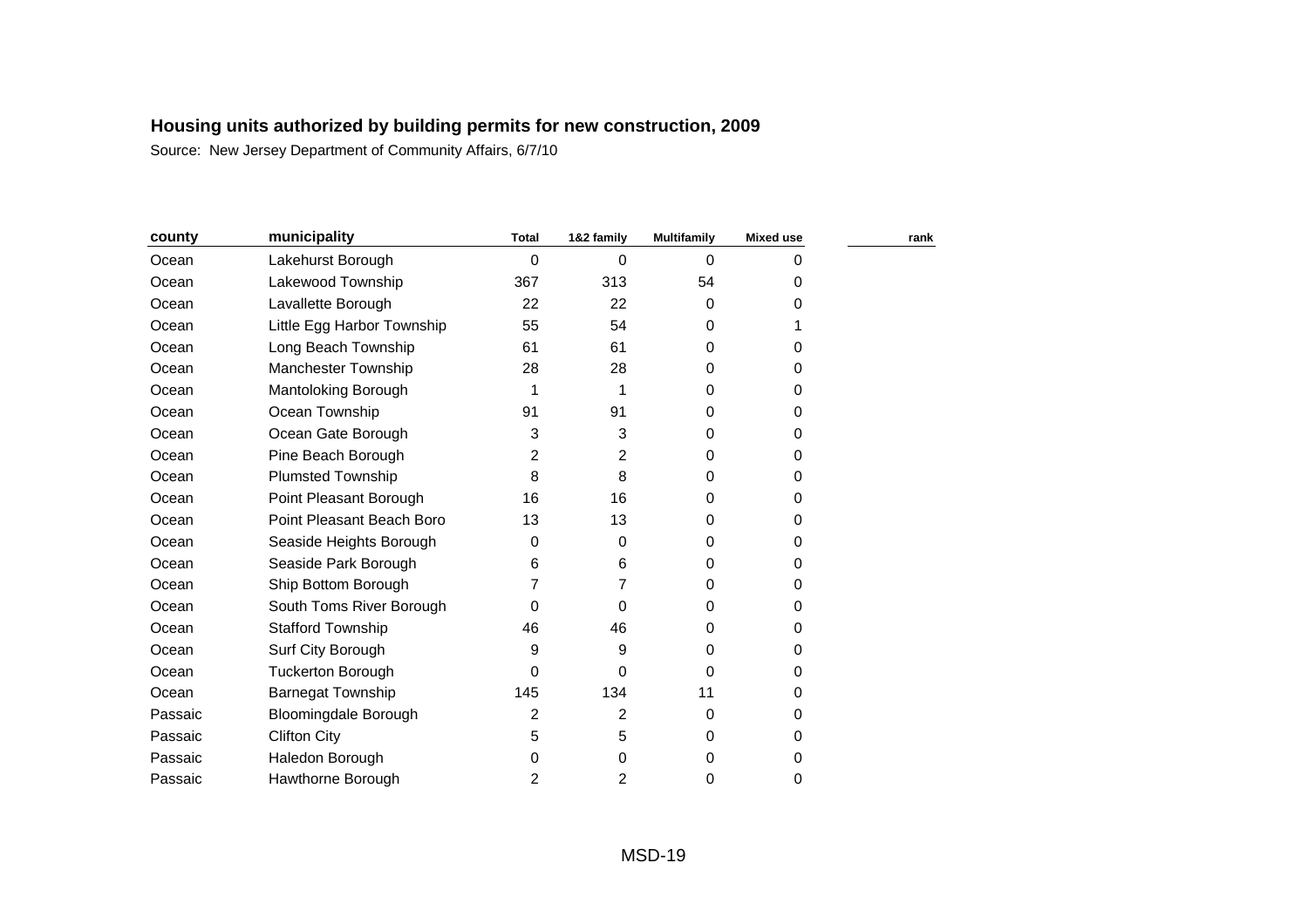**Housing units authorized by building permits for new construction, 2009**

Source: New Jersey Department of Community Affairs, 6/7/10

| county | municipality | Total | 1&2 family | Multifamily | Mixed use | rank |
|---|---|---|---|---|---|---|
| Ocean | Lakehurst Borough | 0 | 0 | 0 | 0 | |
| Ocean | Lakewood Township | 367 | 313 | 54 | 0 | |
| Ocean | Lavallette Borough | 22 | 22 | 0 | 0 | |
| Ocean | Little Egg Harbor Township | 55 | 54 | 0 | 1 | |
| Ocean | Long Beach Township | 61 | 61 | 0 | 0 | |
| Ocean | Manchester Township | 28 | 28 | 0 | 0 | |
| Ocean | Mantoloking Borough | 1 | 1 | 0 | 0 | |
| Ocean | Ocean Township | 91 | 91 | 0 | 0 | |
| Ocean | Ocean Gate Borough | 3 | 3 | 0 | 0 | |
| Ocean | Pine Beach Borough | 2 | 2 | 0 | 0 | |
| Ocean | Plumsted Township | 8 | 8 | 0 | 0 | |
| Ocean | Point Pleasant Borough | 16 | 16 | 0 | 0 | |
| Ocean | Point Pleasant Beach Boro | 13 | 13 | 0 | 0 | |
| Ocean | Seaside Heights Borough | 0 | 0 | 0 | 0 | |
| Ocean | Seaside Park Borough | 6 | 6 | 0 | 0 | |
| Ocean | Ship Bottom Borough | 7 | 7 | 0 | 0 | |
| Ocean | South Toms River Borough | 0 | 0 | 0 | 0 | |
| Ocean | Stafford Township | 46 | 46 | 0 | 0 | |
| Ocean | Surf City Borough | 9 | 9 | 0 | 0 | |
| Ocean | Tuckerton Borough | 0 | 0 | 0 | 0 | |
| Ocean | Barnegat Township | 145 | 134 | 11 | 0 | |
| Passaic | Bloomingdale Borough | 2 | 2 | 0 | 0 | |
| Passaic | Clifton City | 5 | 5 | 0 | 0 | |
| Passaic | Haledon Borough | 0 | 0 | 0 | 0 | |
| Passaic | Hawthorne Borough | 2 | 2 | 0 | 0 | |

MSD-19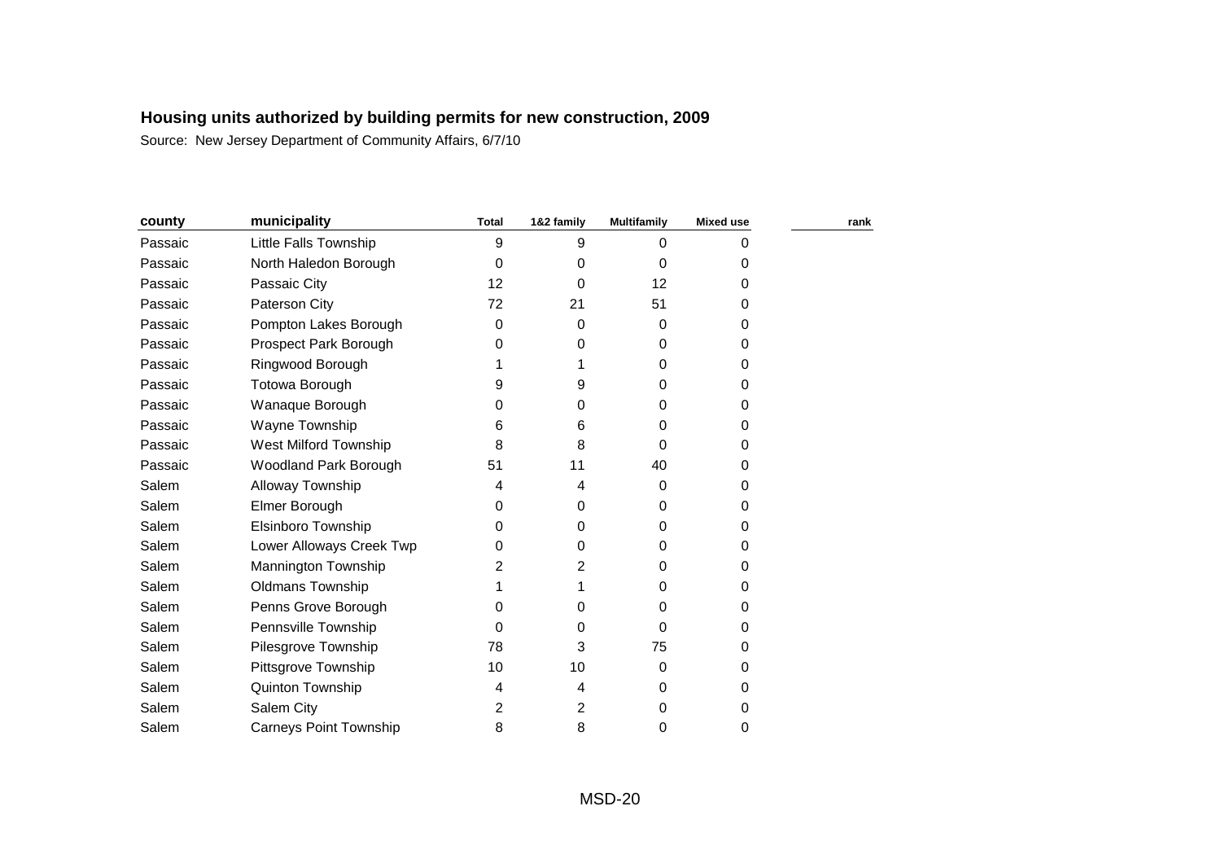**Housing units authorized by building permits for new construction, 2009**

Source: New Jersey Department of Community Affairs, 6/7/10

| county | municipality | Total | 1&2 family | Multifamily | Mixed use | rank |
|---|---|---|---|---|---|---|
| Passaic | Little Falls Township | 9 | 9 | 0 | 0 | |
| Passaic | North Haledon Borough | 0 | 0 | 0 | 0 | |
| Passaic | Passaic City | 12 | 0 | 12 | 0 | |
| Passaic | Paterson City | 72 | 21 | 51 | 0 | |
| Passaic | Pompton Lakes Borough | 0 | 0 | 0 | 0 | |
| Passaic | Prospect Park Borough | 0 | 0 | 0 | 0 | |
| Passaic | Ringwood Borough | 1 | 1 | 0 | 0 | |
| Passaic | Totowa Borough | 9 | 9 | 0 | 0 | |
| Passaic | Wanaque Borough | 0 | 0 | 0 | 0 | |
| Passaic | Wayne Township | 6 | 6 | 0 | 0 | |
| Passaic | West Milford Township | 8 | 8 | 0 | 0 | |
| Passaic | Woodland Park Borough | 51 | 11 | 40 | 0 | |
| Salem | Alloway Township | 4 | 4 | 0 | 0 | |
| Salem | Elmer Borough | 0 | 0 | 0 | 0 | |
| Salem | Elsinboro Township | 0 | 0 | 0 | 0 | |
| Salem | Lower Alloways Creek Twp | 0 | 0 | 0 | 0 | |
| Salem | Mannington Township | 2 | 2 | 0 | 0 | |
| Salem | Oldmans Township | 1 | 1 | 0 | 0 | |
| Salem | Penns Grove Borough | 0 | 0 | 0 | 0 | |
| Salem | Pennsville Township | 0 | 0 | 0 | 0 | |
| Salem | Pilesgrove Township | 78 | 3 | 75 | 0 | |
| Salem | Pittsgrove Township | 10 | 10 | 0 | 0 | |
| Salem | Quinton Township | 4 | 4 | 0 | 0 | |
| Salem | Salem City | 2 | 2 | 0 | 0 | |
| Salem | Carneys Point Township | 8 | 8 | 0 | 0 | |

MSD-20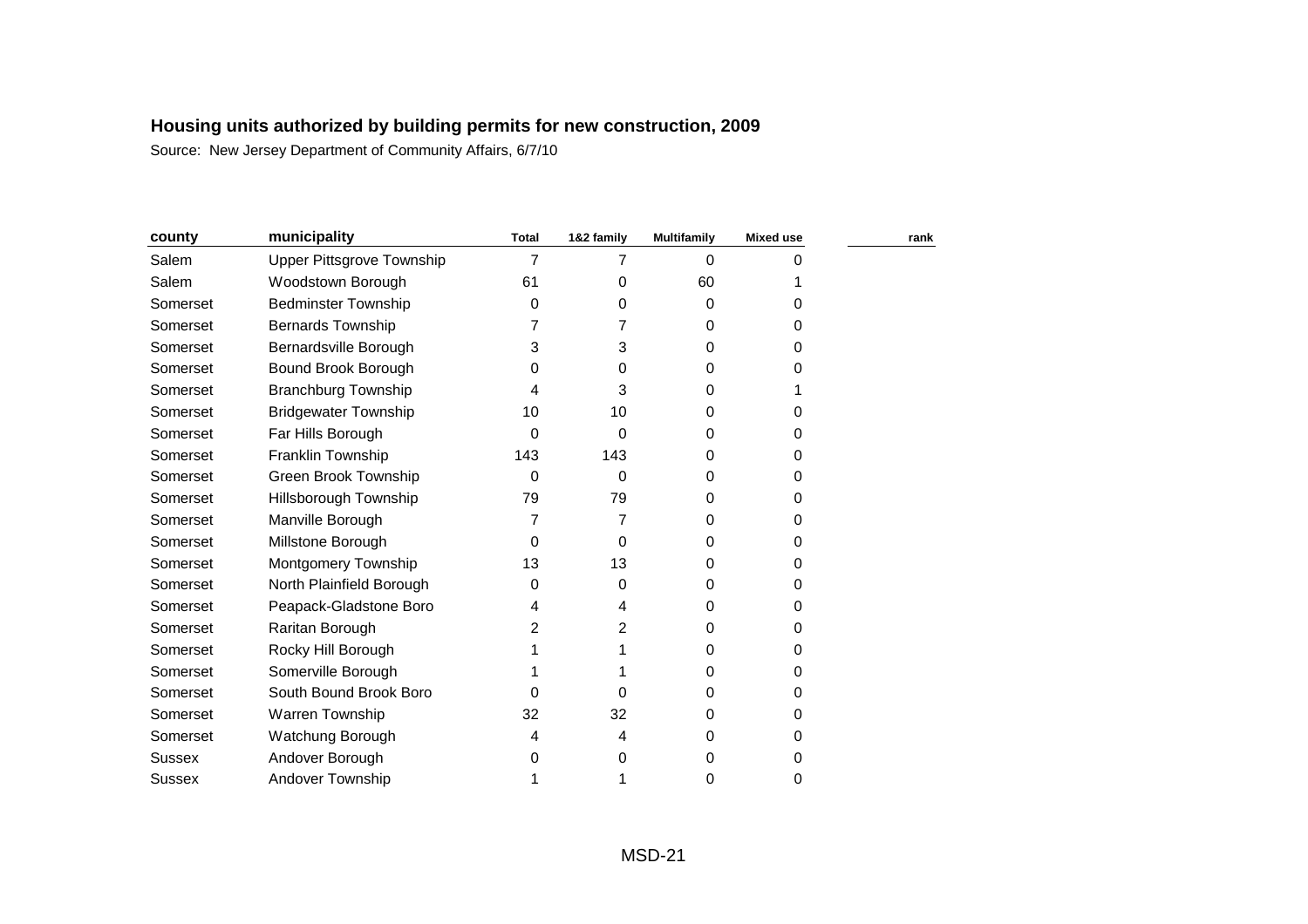## Housing units authorized by building permits for new construction, 2009

Source: New Jersey Department of Community Affairs, 6/7/10

| county | municipality | Total | 1&2 family | Multifamily | Mixed use | rank |
|---|---|---|---|---|---|---|
| Salem | Upper Pittsgrove Township | 7 | 7 | 0 | 0 | |
| Salem | Woodstown Borough | 61 | 0 | 60 | 1 | |
| Somerset | Bedminster Township | 0 | 0 | 0 | 0 | |
| Somerset | Bernards Township | 7 | 7 | 0 | 0 | |
| Somerset | Bernardsville Borough | 3 | 3 | 0 | 0 | |
| Somerset | Bound Brook Borough | 0 | 0 | 0 | 0 | |
| Somerset | Branchburg Township | 4 | 3 | 0 | 1 | |
| Somerset | Bridgewater Township | 10 | 10 | 0 | 0 | |
| Somerset | Far Hills Borough | 0 | 0 | 0 | 0 | |
| Somerset | Franklin Township | 143 | 143 | 0 | 0 | |
| Somerset | Green Brook Township | 0 | 0 | 0 | 0 | |
| Somerset | Hillsborough Township | 79 | 79 | 0 | 0 | |
| Somerset | Manville Borough | 7 | 7 | 0 | 0 | |
| Somerset | Millstone Borough | 0 | 0 | 0 | 0 | |
| Somerset | Montgomery Township | 13 | 13 | 0 | 0 | |
| Somerset | North Plainfield Borough | 0 | 0 | 0 | 0 | |
| Somerset | Peapack-Gladstone Boro | 4 | 4 | 0 | 0 | |
| Somerset | Raritan Borough | 2 | 2 | 0 | 0 | |
| Somerset | Rocky Hill Borough | 1 | 1 | 0 | 0 | |
| Somerset | Somerville Borough | 1 | 1 | 0 | 0 | |
| Somerset | South Bound Brook Boro | 0 | 0 | 0 | 0 | |
| Somerset | Warren Township | 32 | 32 | 0 | 0 | |
| Somerset | Watchung Borough | 4 | 4 | 0 | 0 | |
| Sussex | Andover Borough | 0 | 0 | 0 | 0 | |
| Sussex | Andover Township | 1 | 1 | 0 | 0 | |

MSD-21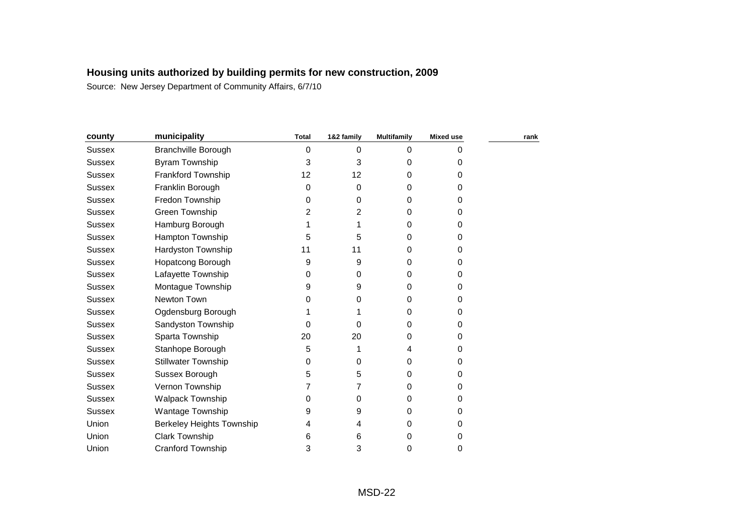**Housing units authorized by building permits for new construction, 2009**

Source: New Jersey Department of Community Affairs, 6/7/10

| county | municipality | Total | 1&2 family | Multifamily | Mixed use | rank |
|---|---|---|---|---|---|---|
| Sussex | Branchville Borough | 0 | 0 | 0 | 0 | |
| Sussex | Byram Township | 3 | 3 | 0 | 0 | |
| Sussex | Frankford Township | 12 | 12 | 0 | 0 | |
| Sussex | Franklin Borough | 0 | 0 | 0 | 0 | |
| Sussex | Fredon Township | 0 | 0 | 0 | 0 | |
| Sussex | Green Township | 2 | 2 | 0 | 0 | |
| Sussex | Hamburg Borough | 1 | 1 | 0 | 0 | |
| Sussex | Hampton Township | 5 | 5 | 0 | 0 | |
| Sussex | Hardyston Township | 11 | 11 | 0 | 0 | |
| Sussex | Hopatcong Borough | 9 | 9 | 0 | 0 | |
| Sussex | Lafayette Township | 0 | 0 | 0 | 0 | |
| Sussex | Montague Township | 9 | 9 | 0 | 0 | |
| Sussex | Newton Town | 0 | 0 | 0 | 0 | |
| Sussex | Ogdensburg Borough | 1 | 1 | 0 | 0 | |
| Sussex | Sandyston Township | 0 | 0 | 0 | 0 | |
| Sussex | Sparta Township | 20 | 20 | 0 | 0 | |
| Sussex | Stanhope Borough | 5 | 1 | 4 | 0 | |
| Sussex | Stillwater Township | 0 | 0 | 0 | 0 | |
| Sussex | Sussex Borough | 5 | 5 | 0 | 0 | |
| Sussex | Vernon Township | 7 | 7 | 0 | 0 | |
| Sussex | Walpack Township | 0 | 0 | 0 | 0 | |
| Sussex | Wantage Township | 9 | 9 | 0 | 0 | |
| Union | Berkeley Heights Township | 4 | 4 | 0 | 0 | |
| Union | Clark Township | 6 | 6 | 0 | 0 | |
| Union | Cranford Township | 3 | 3 | 0 | 0 | |

MSD-22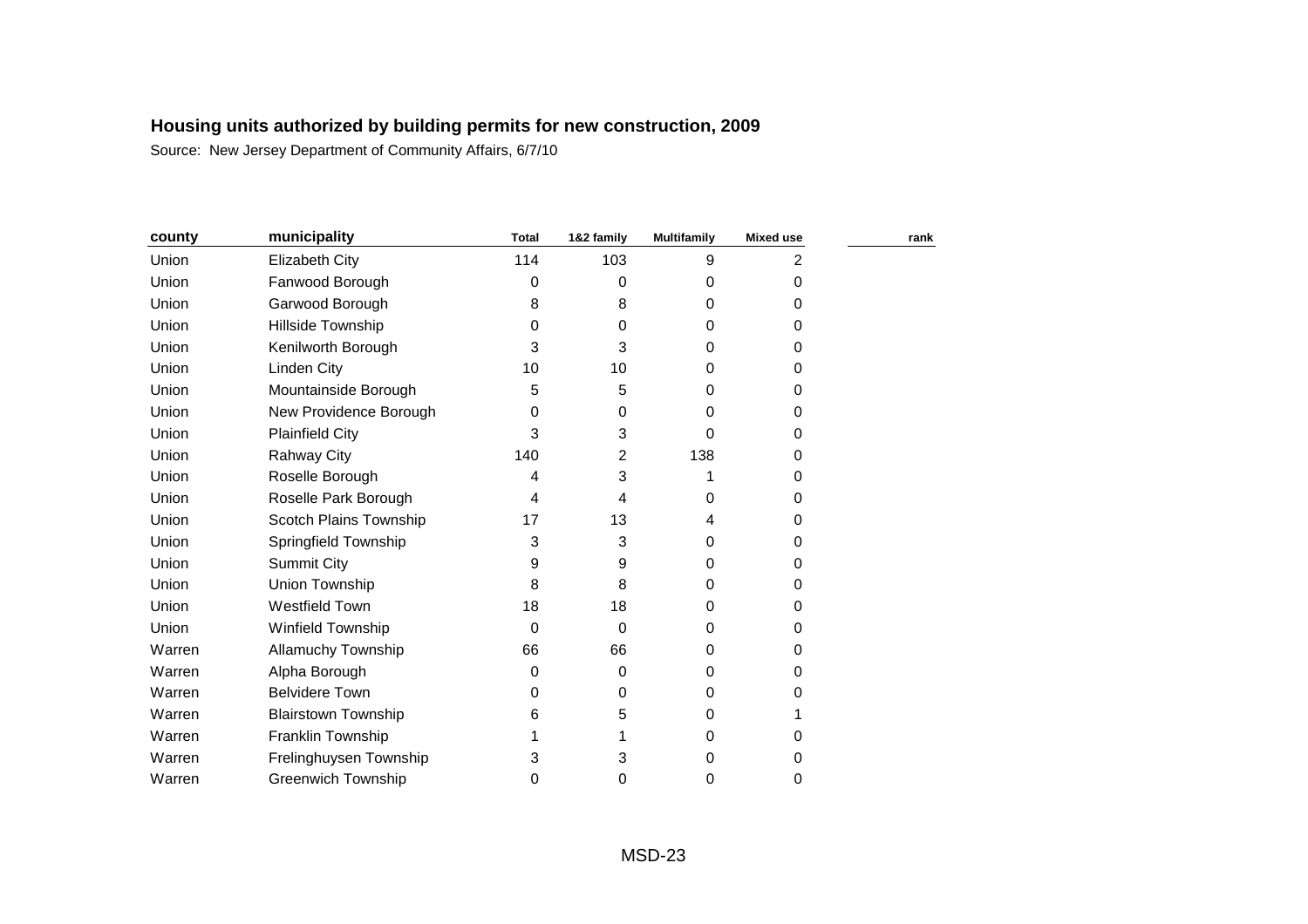**Housing units authorized by building permits for new construction, 2009**

Source: New Jersey Department of Community Affairs, 6/7/10

| county | municipality | Total | 1&2 family | Multifamily | Mixed use | rank |
|---|---|---|---|---|---|---|
| Union | Elizabeth City | 114 | 103 | 9 | 2 | |
| Union | Fanwood Borough | 0 | 0 | 0 | 0 | |
| Union | Garwood Borough | 8 | 8 | 0 | 0 | |
| Union | Hillside Township | 0 | 0 | 0 | 0 | |
| Union | Kenilworth Borough | 3 | 3 | 0 | 0 | |
| Union | Linden City | 10 | 10 | 0 | 0 | |
| Union | Mountainside Borough | 5 | 5 | 0 | 0 | |
| Union | New Providence Borough | 0 | 0 | 0 | 0 | |
| Union | Plainfield City | 3 | 3 | 0 | 0 | |
| Union | Rahway City | 140 | 2 | 138 | 0 | |
| Union | Roselle Borough | 4 | 3 | 1 | 0 | |
| Union | Roselle Park Borough | 4 | 4 | 0 | 0 | |
| Union | Scotch Plains Township | 17 | 13 | 4 | 0 | |
| Union | Springfield Township | 3 | 3 | 0 | 0 | |
| Union | Summit City | 9 | 9 | 0 | 0 | |
| Union | Union Township | 8 | 8 | 0 | 0 | |
| Union | Westfield Town | 18 | 18 | 0 | 0 | |
| Union | Winfield Township | 0 | 0 | 0 | 0 | |
| Warren | Allamuchy Township | 66 | 66 | 0 | 0 | |
| Warren | Alpha Borough | 0 | 0 | 0 | 0 | |
| Warren | Belvidere Town | 0 | 0 | 0 | 0 | |
| Warren | Blairstown Township | 6 | 5 | 0 | 1 | |
| Warren | Franklin Township | 1 | 1 | 0 | 0 | |
| Warren | Frelinghuysen Township | 3 | 3 | 0 | 0 | |
| Warren | Greenwich Township | 0 | 0 | 0 | 0 | |

MSD-23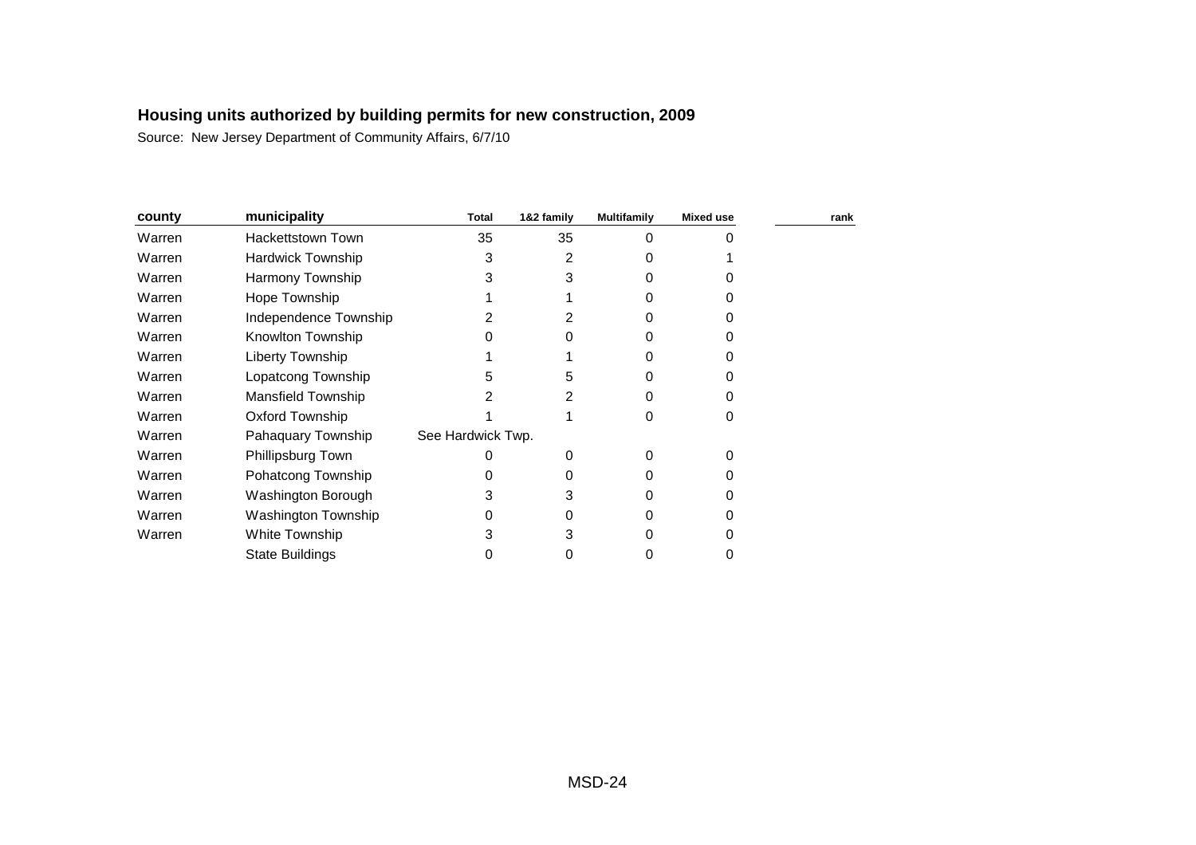**Housing units authorized by building permits for new construction, 2009**

Source: New Jersey Department of Community Affairs, 6/7/10

| county | municipality | Total | 1&2 family | Multifamily | Mixed use | rank |
|---|---|---|---|---|---|---|
| Warren | Hackettstown Town | 35 | 35 | 0 | 0 | |
| Warren | Hardwick Township | 3 | 2 | 0 | 1 | |
| Warren | Harmony Township | 3 | 3 | 0 | 0 | |
| Warren | Hope Township | 1 | 1 | 0 | 0 | |
| Warren | Independence Township | 2 | 2 | 0 | 0 | |
| Warren | Knowlton Township | 0 | 0 | 0 | 0 | |
| Warren | Liberty Township | 1 | 1 | 0 | 0 | |
| Warren | Lopatcong Township | 5 | 5 | 0 | 0 | |
| Warren | Mansfield Township | 2 | 2 | 0 | 0 | |
| Warren | Oxford Township | 1 | 1 | 0 | 0 | |
| Warren | Pahaquary Township | See Hardwick Twp. | | | | |
| Warren | Phillipsburg Town | 0 | 0 | 0 | 0 | |
| Warren | Pohatcong Township | 0 | 0 | 0 | 0 | |
| Warren | Washington Borough | 3 | 3 | 0 | 0 | |
| Warren | Washington Township | 0 | 0 | 0 | 0 | |
| Warren | White Township | 3 | 3 | 0 | 0 | |
| | State Buildings | 0 | 0 | 0 | 0 | |